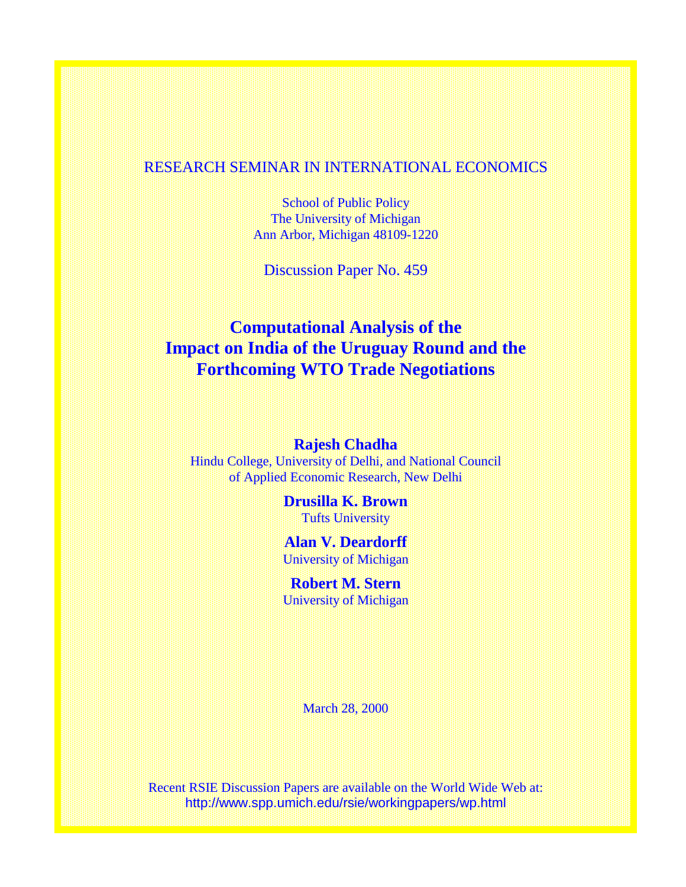RESEARCH SEMINAR IN INTERNATIONAL ECONOMICS

School of Public Policy
The University of Michigan
Ann Arbor, Michigan 48109-1220

Discussion Paper No. 459

# Computational Analysis of the Impact on India of the Uruguay Round and the Forthcoming WTO Trade Negotiations

**Rajesh Chadha**
Hindu College, University of Delhi, and National Council of Applied Economic Research, New Delhi

**Drusilla K. Brown**
Tufts University

**Alan V. Deardorff**
University of Michigan

**Robert M. Stern**
University of Michigan

March 28, 2000

Recent RSIE Discussion Papers are available on the World Wide Web at:
http://www.spp.umich.edu/rsie/workingpapers/wp.html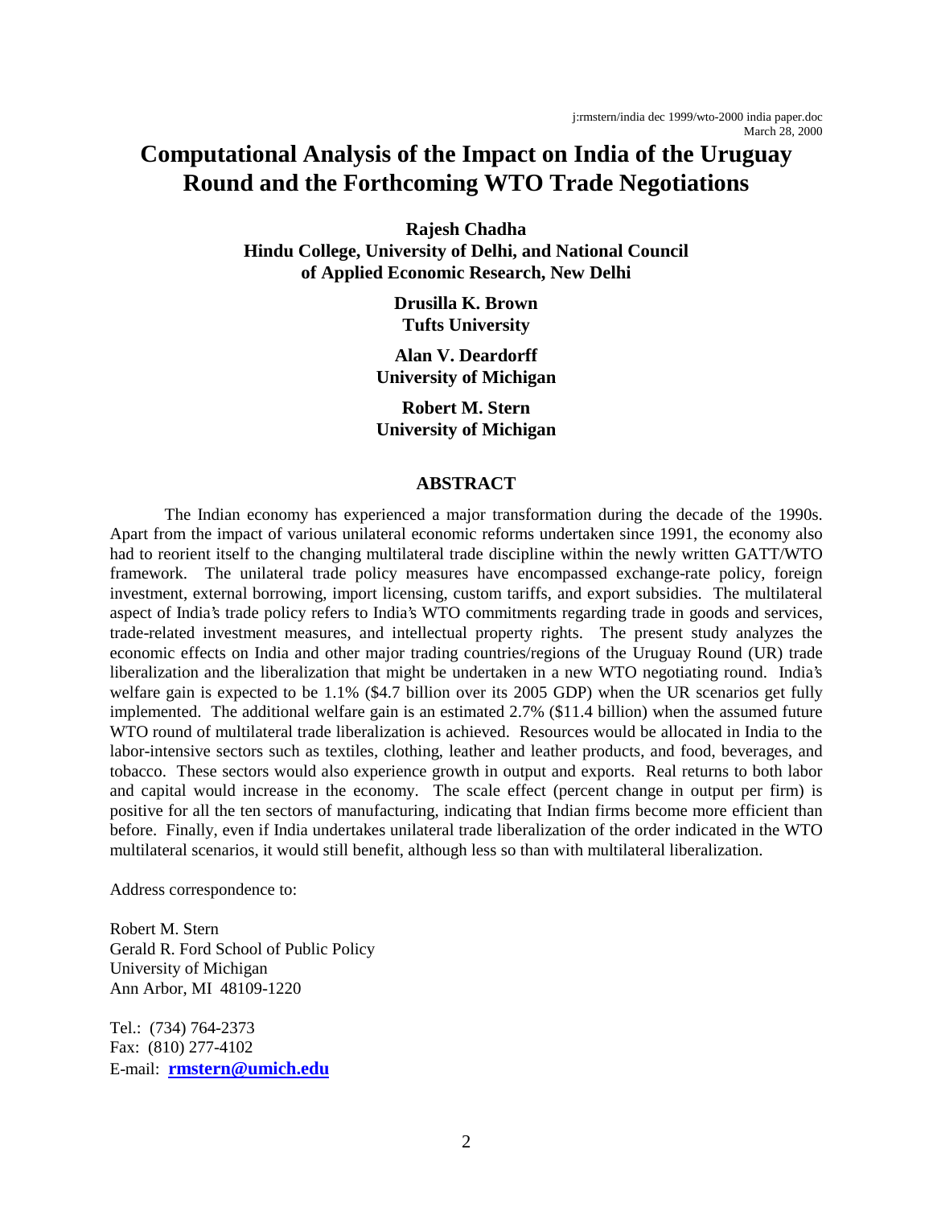j:rmstern/india dec 1999/wto-2000 india paper.doc
March 28, 2000

# Computational Analysis of the Impact on India of the Uruguay Round and the Forthcoming WTO Trade Negotiations

**Rajesh Chadha**
**Hindu College, University of Delhi, and National Council of Applied Economic Research, New Delhi**

**Drusilla K. Brown**
**Tufts University**

**Alan V. Deardorff**
**University of Michigan**

**Robert M. Stern**
**University of Michigan**

## ABSTRACT

The Indian economy has experienced a major transformation during the decade of the 1990s. Apart from the impact of various unilateral economic reforms undertaken since 1991, the economy also had to reorient itself to the changing multilateral trade discipline within the newly written GATT/WTO framework. The unilateral trade policy measures have encompassed exchange-rate policy, foreign investment, external borrowing, import licensing, custom tariffs, and export subsidies. The multilateral aspect of India's trade policy refers to India's WTO commitments regarding trade in goods and services, trade-related investment measures, and intellectual property rights. The present study analyzes the economic effects on India and other major trading countries/regions of the Uruguay Round (UR) trade liberalization and the liberalization that might be undertaken in a new WTO negotiating round. India's welfare gain is expected to be 1.1% ($4.7 billion over its 2005 GDP) when the UR scenarios get fully implemented. The additional welfare gain is an estimated 2.7% ($11.4 billion) when the assumed future WTO round of multilateral trade liberalization is achieved. Resources would be allocated in India to the labor-intensive sectors such as textiles, clothing, leather and leather products, and food, beverages, and tobacco. These sectors would also experience growth in output and exports. Real returns to both labor and capital would increase in the economy. The scale effect (percent change in output per firm) is positive for all the ten sectors of manufacturing, indicating that Indian firms become more efficient than before. Finally, even if India undertakes unilateral trade liberalization of the order indicated in the WTO multilateral scenarios, it would still benefit, although less so than with multilateral liberalization.

Address correspondence to:

Robert M. Stern
Gerald R. Ford School of Public Policy
University of Michigan
Ann Arbor, MI 48109-1220

Tel.: (734) 764-2373
Fax: (810) 277-4102
E-mail: **rmstern@umich.edu**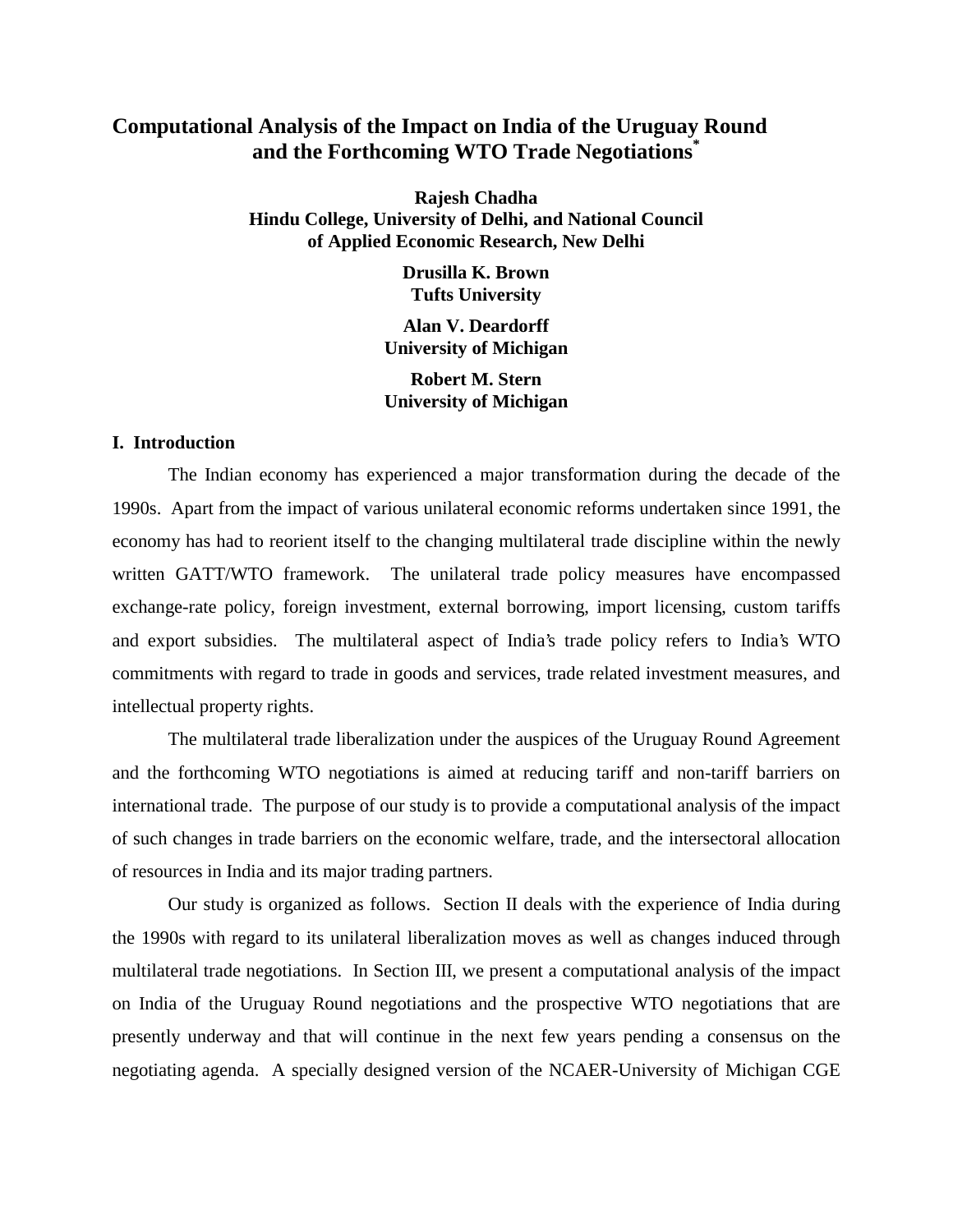# Computational Analysis of the Impact on India of the Uruguay Round and the Forthcoming WTO Trade Negotiations*

**Rajesh Chadha**
**Hindu College, University of Delhi, and National Council of Applied Economic Research, New Delhi**

**Drusilla K. Brown**
**Tufts University**

**Alan V. Deardorff**
**University of Michigan**

**Robert M. Stern**
**University of Michigan**

## I. Introduction

The Indian economy has experienced a major transformation during the decade of the 1990s. Apart from the impact of various unilateral economic reforms undertaken since 1991, the economy has had to reorient itself to the changing multilateral trade discipline within the newly written GATT/WTO framework. The unilateral trade policy measures have encompassed exchange-rate policy, foreign investment, external borrowing, import licensing, custom tariffs and export subsidies. The multilateral aspect of India's trade policy refers to India's WTO commitments with regard to trade in goods and services, trade related investment measures, and intellectual property rights.

The multilateral trade liberalization under the auspices of the Uruguay Round Agreement and the forthcoming WTO negotiations is aimed at reducing tariff and non-tariff barriers on international trade. The purpose of our study is to provide a computational analysis of the impact of such changes in trade barriers on the economic welfare, trade, and the intersectoral allocation of resources in India and its major trading partners.

Our study is organized as follows. Section II deals with the experience of India during the 1990s with regard to its unilateral liberalization moves as well as changes induced through multilateral trade negotiations. In Section III, we present a computational analysis of the impact on India of the Uruguay Round negotiations and the prospective WTO negotiations that are presently underway and that will continue in the next few years pending a consensus on the negotiating agenda. A specially designed version of the NCAER-University of Michigan CGE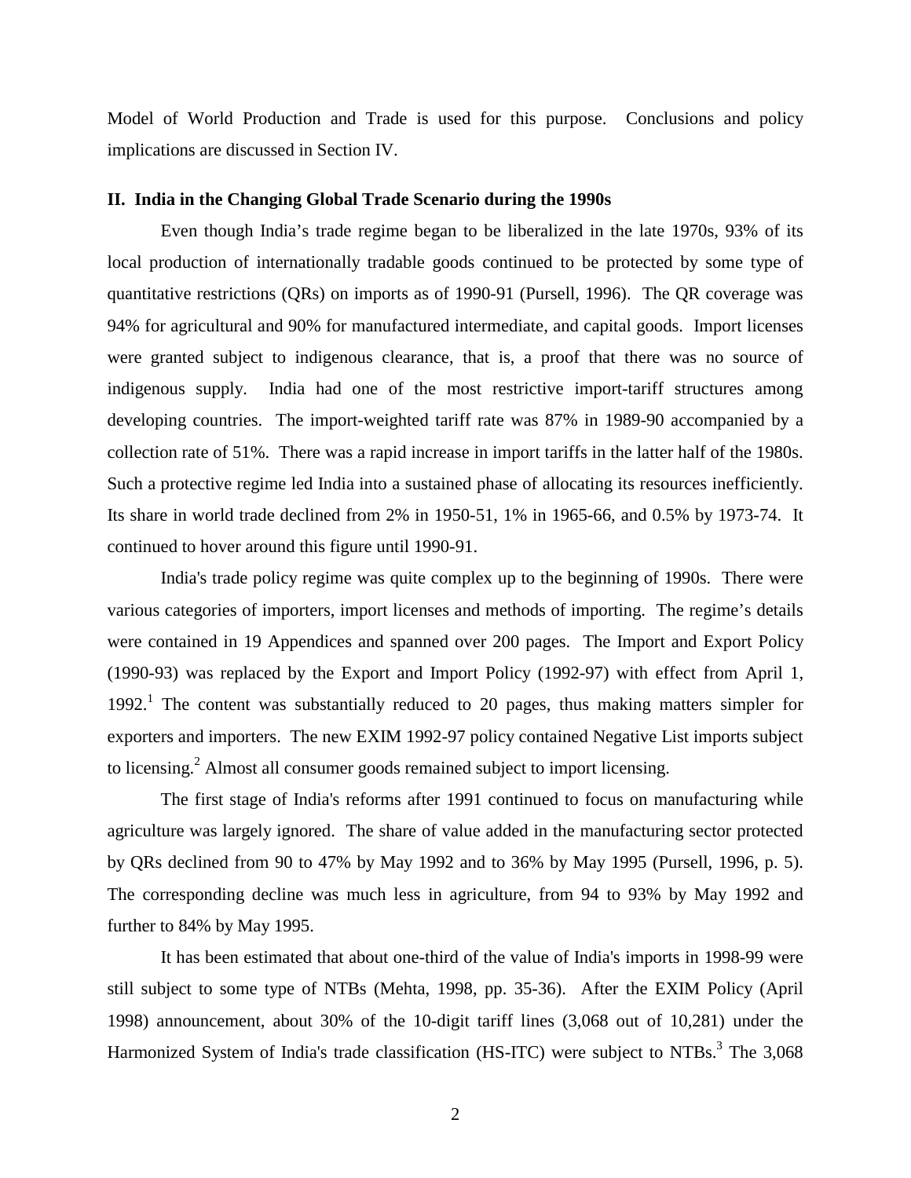Model of World Production and Trade is used for this purpose. Conclusions and policy implications are discussed in Section IV.

## II. India in the Changing Global Trade Scenario during the 1990s

Even though India's trade regime began to be liberalized in the late 1970s, 93% of its local production of internationally tradable goods continued to be protected by some type of quantitative restrictions (QRs) on imports as of 1990-91 (Pursell, 1996). The QR coverage was 94% for agricultural and 90% for manufactured intermediate, and capital goods. Import licenses were granted subject to indigenous clearance, that is, a proof that there was no source of indigenous supply. India had one of the most restrictive import-tariff structures among developing countries. The import-weighted tariff rate was 87% in 1989-90 accompanied by a collection rate of 51%. There was a rapid increase in import tariffs in the latter half of the 1980s. Such a protective regime led India into a sustained phase of allocating its resources inefficiently. Its share in world trade declined from 2% in 1950-51, 1% in 1965-66, and 0.5% by 1973-74. It continued to hover around this figure until 1990-91.

India's trade policy regime was quite complex up to the beginning of 1990s. There were various categories of importers, import licenses and methods of importing. The regime's details were contained in 19 Appendices and spanned over 200 pages. The Import and Export Policy (1990-93) was replaced by the Export and Import Policy (1992-97) with effect from April 1, 1992.[1] The content was substantially reduced to 20 pages, thus making matters simpler for exporters and importers. The new EXIM 1992-97 policy contained Negative List imports subject to licensing.[2] Almost all consumer goods remained subject to import licensing.

The first stage of India's reforms after 1991 continued to focus on manufacturing while agriculture was largely ignored. The share of value added in the manufacturing sector protected by QRs declined from 90 to 47% by May 1992 and to 36% by May 1995 (Pursell, 1996, p. 5). The corresponding decline was much less in agriculture, from 94 to 93% by May 1992 and further to 84% by May 1995.

It has been estimated that about one-third of the value of India's imports in 1998-99 were still subject to some type of NTBs (Mehta, 1998, pp. 35-36). After the EXIM Policy (April 1998) announcement, about 30% of the 10-digit tariff lines (3,068 out of 10,281) under the Harmonized System of India's trade classification (HS-ITC) were subject to NTBs.[3] The 3,068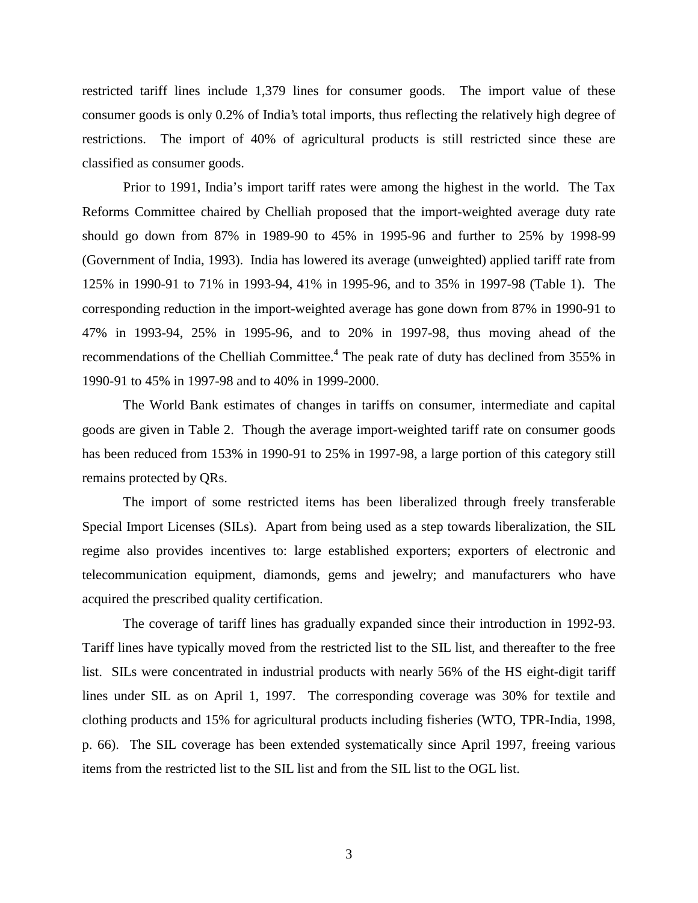restricted tariff lines include 1,379 lines for consumer goods. The import value of these consumer goods is only 0.2% of India's total imports, thus reflecting the relatively high degree of restrictions. The import of 40% of agricultural products is still restricted since these are classified as consumer goods.

Prior to 1991, India's import tariff rates were among the highest in the world. The Tax Reforms Committee chaired by Chelliah proposed that the import-weighted average duty rate should go down from 87% in 1989-90 to 45% in 1995-96 and further to 25% by 1998-99 (Government of India, 1993). India has lowered its average (unweighted) applied tariff rate from 125% in 1990-91 to 71% in 1993-94, 41% in 1995-96, and to 35% in 1997-98 (Table 1). The corresponding reduction in the import-weighted average has gone down from 87% in 1990-91 to 47% in 1993-94, 25% in 1995-96, and to 20% in 1997-98, thus moving ahead of the recommendations of the Chelliah Committee.[4] The peak rate of duty has declined from 355% in 1990-91 to 45% in 1997-98 and to 40% in 1999-2000.

The World Bank estimates of changes in tariffs on consumer, intermediate and capital goods are given in Table 2. Though the average import-weighted tariff rate on consumer goods has been reduced from 153% in 1990-91 to 25% in 1997-98, a large portion of this category still remains protected by QRs.

The import of some restricted items has been liberalized through freely transferable Special Import Licenses (SILs). Apart from being used as a step towards liberalization, the SIL regime also provides incentives to: large established exporters; exporters of electronic and telecommunication equipment, diamonds, gems and jewelry; and manufacturers who have acquired the prescribed quality certification.

The coverage of tariff lines has gradually expanded since their introduction in 1992-93. Tariff lines have typically moved from the restricted list to the SIL list, and thereafter to the free list. SILs were concentrated in industrial products with nearly 56% of the HS eight-digit tariff lines under SIL as on April 1, 1997. The corresponding coverage was 30% for textile and clothing products and 15% for agricultural products including fisheries (WTO, TPR-India, 1998, p. 66). The SIL coverage has been extended systematically since April 1997, freeing various items from the restricted list to the SIL list and from the SIL list to the OGL list.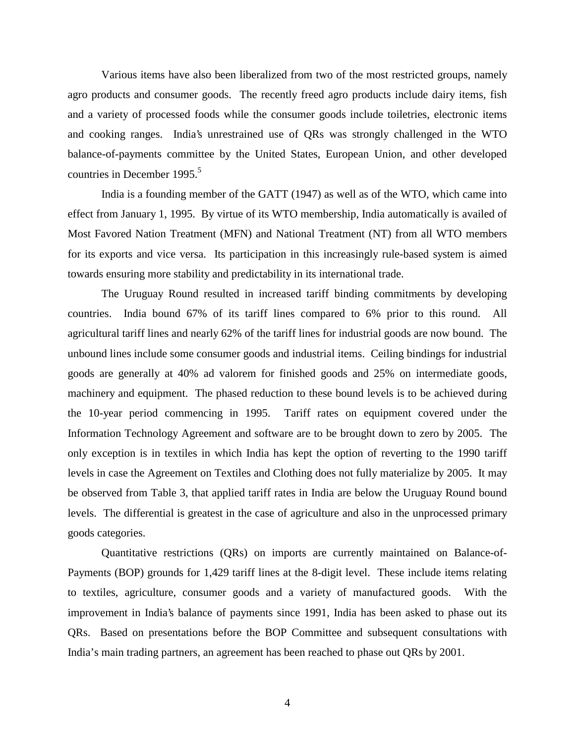Various items have also been liberalized from two of the most restricted groups, namely agro products and consumer goods. The recently freed agro products include dairy items, fish and a variety of processed foods while the consumer goods include toiletries, electronic items and cooking ranges. India's unrestrained use of QRs was strongly challenged in the WTO balance-of-payments committee by the United States, European Union, and other developed countries in December 1995.[5]

India is a founding member of the GATT (1947) as well as of the WTO, which came into effect from January 1, 1995. By virtue of its WTO membership, India automatically is availed of Most Favored Nation Treatment (MFN) and National Treatment (NT) from all WTO members for its exports and vice versa. Its participation in this increasingly rule-based system is aimed towards ensuring more stability and predictability in its international trade.

The Uruguay Round resulted in increased tariff binding commitments by developing countries. India bound 67% of its tariff lines compared to 6% prior to this round. All agricultural tariff lines and nearly 62% of the tariff lines for industrial goods are now bound. The unbound lines include some consumer goods and industrial items. Ceiling bindings for industrial goods are generally at 40% ad valorem for finished goods and 25% on intermediate goods, machinery and equipment. The phased reduction to these bound levels is to be achieved during the 10-year period commencing in 1995. Tariff rates on equipment covered under the Information Technology Agreement and software are to be brought down to zero by 2005. The only exception is in textiles in which India has kept the option of reverting to the 1990 tariff levels in case the Agreement on Textiles and Clothing does not fully materialize by 2005. It may be observed from Table 3, that applied tariff rates in India are below the Uruguay Round bound levels. The differential is greatest in the case of agriculture and also in the unprocessed primary goods categories.

Quantitative restrictions (QRs) on imports are currently maintained on Balance-of-Payments (BOP) grounds for 1,429 tariff lines at the 8-digit level. These include items relating to textiles, agriculture, consumer goods and a variety of manufactured goods. With the improvement in India's balance of payments since 1991, India has been asked to phase out its QRs. Based on presentations before the BOP Committee and subsequent consultations with India's main trading partners, an agreement has been reached to phase out QRs by 2001.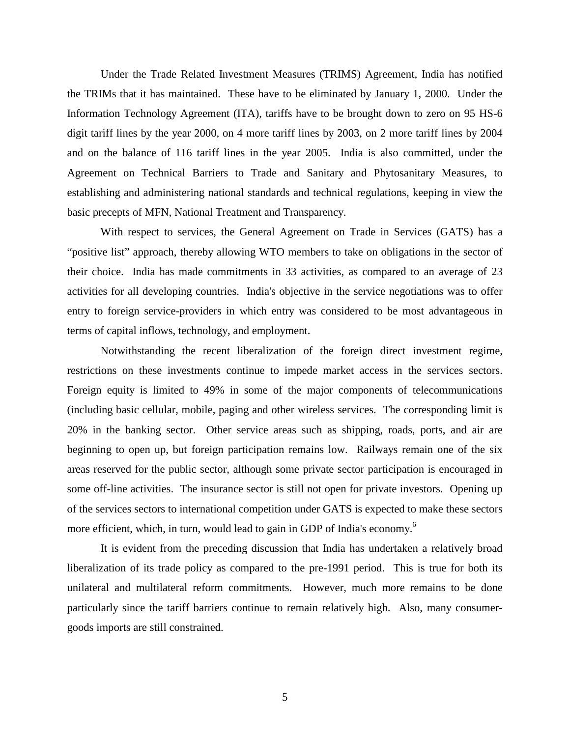Under the Trade Related Investment Measures (TRIMS) Agreement, India has notified the TRIMs that it has maintained. These have to be eliminated by January 1, 2000. Under the Information Technology Agreement (ITA), tariffs have to be brought down to zero on 95 HS-6 digit tariff lines by the year 2000, on 4 more tariff lines by 2003, on 2 more tariff lines by 2004 and on the balance of 116 tariff lines in the year 2005. India is also committed, under the Agreement on Technical Barriers to Trade and Sanitary and Phytosanitary Measures, to establishing and administering national standards and technical regulations, keeping in view the basic precepts of MFN, National Treatment and Transparency.

With respect to services, the General Agreement on Trade in Services (GATS) has a "positive list" approach, thereby allowing WTO members to take on obligations in the sector of their choice. India has made commitments in 33 activities, as compared to an average of 23 activities for all developing countries. India's objective in the service negotiations was to offer entry to foreign service-providers in which entry was considered to be most advantageous in terms of capital inflows, technology, and employment.

Notwithstanding the recent liberalization of the foreign direct investment regime, restrictions on these investments continue to impede market access in the services sectors. Foreign equity is limited to 49% in some of the major components of telecommunications (including basic cellular, mobile, paging and other wireless services. The corresponding limit is 20% in the banking sector. Other service areas such as shipping, roads, ports, and air are beginning to open up, but foreign participation remains low. Railways remain one of the six areas reserved for the public sector, although some private sector participation is encouraged in some off-line activities. The insurance sector is still not open for private investors. Opening up of the services sectors to international competition under GATS is expected to make these sectors more efficient, which, in turn, would lead to gain in GDP of India's economy.[6]

It is evident from the preceding discussion that India has undertaken a relatively broad liberalization of its trade policy as compared to the pre-1991 period. This is true for both its unilateral and multilateral reform commitments. However, much more remains to be done particularly since the tariff barriers continue to remain relatively high. Also, many consumer-goods imports are still constrained.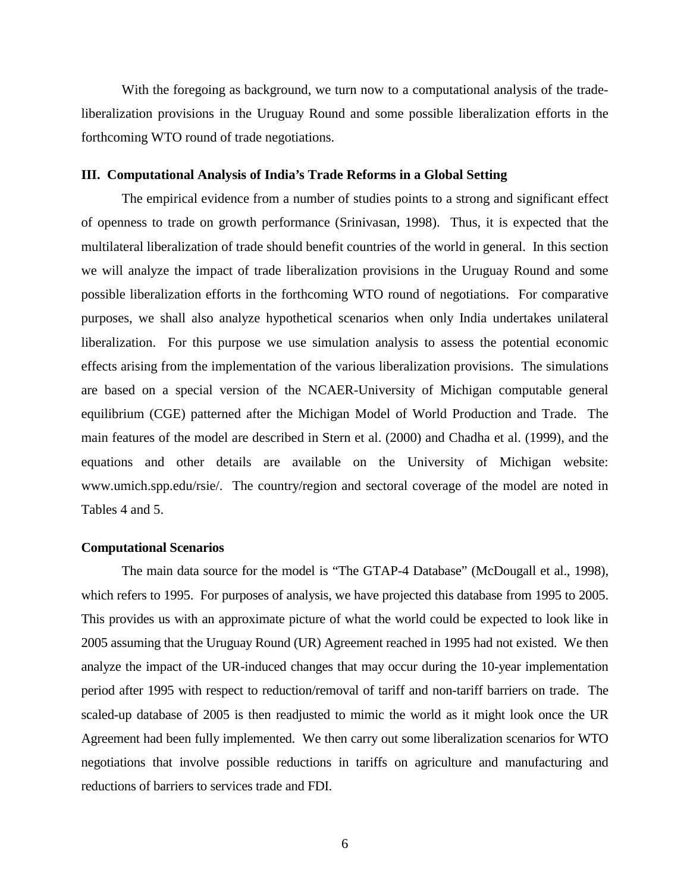With the foregoing as background, we turn now to a computational analysis of the trade-liberalization provisions in the Uruguay Round and some possible liberalization efforts in the forthcoming WTO round of trade negotiations.

## III. Computational Analysis of India's Trade Reforms in a Global Setting

The empirical evidence from a number of studies points to a strong and significant effect of openness to trade on growth performance (Srinivasan, 1998). Thus, it is expected that the multilateral liberalization of trade should benefit countries of the world in general. In this section we will analyze the impact of trade liberalization provisions in the Uruguay Round and some possible liberalization efforts in the forthcoming WTO round of negotiations. For comparative purposes, we shall also analyze hypothetical scenarios when only India undertakes unilateral liberalization. For this purpose we use simulation analysis to assess the potential economic effects arising from the implementation of the various liberalization provisions. The simulations are based on a special version of the NCAER-University of Michigan computable general equilibrium (CGE) patterned after the Michigan Model of World Production and Trade. The main features of the model are described in Stern et al. (2000) and Chadha et al. (1999), and the equations and other details are available on the University of Michigan website: www.umich.spp.edu/rsie/. The country/region and sectoral coverage of the model are noted in Tables 4 and 5.

### Computational Scenarios

The main data source for the model is "The GTAP-4 Database" (McDougall et al., 1998), which refers to 1995. For purposes of analysis, we have projected this database from 1995 to 2005. This provides us with an approximate picture of what the world could be expected to look like in 2005 assuming that the Uruguay Round (UR) Agreement reached in 1995 had not existed. We then analyze the impact of the UR-induced changes that may occur during the 10-year implementation period after 1995 with respect to reduction/removal of tariff and non-tariff barriers on trade. The scaled-up database of 2005 is then readjusted to mimic the world as it might look once the UR Agreement had been fully implemented. We then carry out some liberalization scenarios for WTO negotiations that involve possible reductions in tariffs on agriculture and manufacturing and reductions of barriers to services trade and FDI.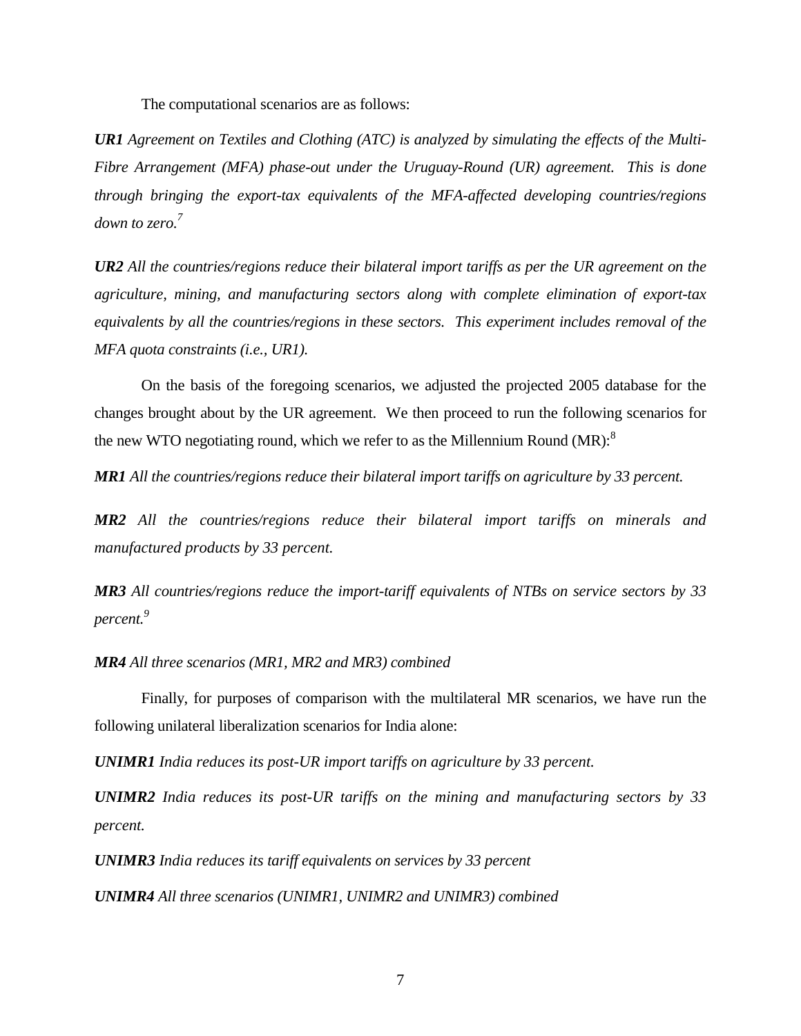The computational scenarios are as follows:

***UR1*** *Agreement on Textiles and Clothing (ATC) is analyzed by simulating the effects of the Multi-Fibre Arrangement (MFA) phase-out under the Uruguay-Round (UR) agreement. This is done through bringing the export-tax equivalents of the MFA-affected developing countries/regions down to zero.*[7]

***UR2*** *All the countries/regions reduce their bilateral import tariffs as per the UR agreement on the agriculture, mining, and manufacturing sectors along with complete elimination of export-tax equivalents by all the countries/regions in these sectors. This experiment includes removal of the MFA quota constraints (i.e., UR1).*

On the basis of the foregoing scenarios, we adjusted the projected 2005 database for the changes brought about by the UR agreement. We then proceed to run the following scenarios for the new WTO negotiating round, which we refer to as the Millennium Round (MR):[8]

***MR1*** *All the countries/regions reduce their bilateral import tariffs on agriculture by 33 percent.*

***MR2*** *All the countries/regions reduce their bilateral import tariffs on minerals and manufactured products by 33 percent.*

***MR3*** *All countries/regions reduce the import-tariff equivalents of NTBs on service sectors by 33 percent.*[9]

***MR4*** *All three scenarios (MR1, MR2 and MR3) combined*

Finally, for purposes of comparison with the multilateral MR scenarios, we have run the following unilateral liberalization scenarios for India alone:

***UNIMR1*** *India reduces its post-UR import tariffs on agriculture by 33 percent.*

***UNIMR2*** *India reduces its post-UR tariffs on the mining and manufacturing sectors by 33 percent.*

***UNIMR3*** *India reduces its tariff equivalents on services by 33 percent*

***UNIMR4*** *All three scenarios (UNIMR1, UNIMR2 and UNIMR3) combined*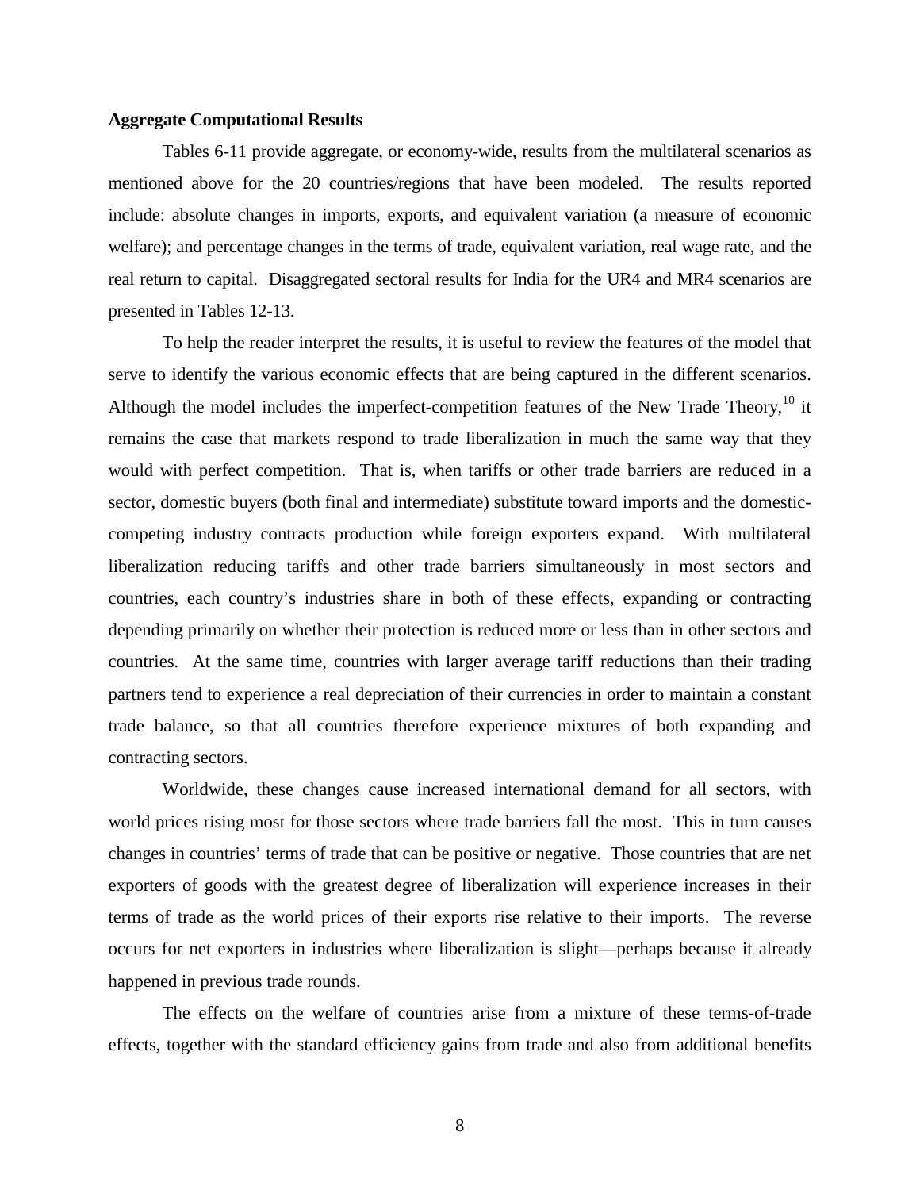**Aggregate Computational Results**

Tables 6-11 provide aggregate, or economy-wide, results from the multilateral scenarios as mentioned above for the 20 countries/regions that have been modeled. The results reported include: absolute changes in imports, exports, and equivalent variation (a measure of economic welfare); and percentage changes in the terms of trade, equivalent variation, real wage rate, and the real return to capital. Disaggregated sectoral results for India for the UR4 and MR4 scenarios are presented in Tables 12-13.

To help the reader interpret the results, it is useful to review the features of the model that serve to identify the various economic effects that are being captured in the different scenarios. Although the model includes the imperfect-competition features of the New Trade Theory,[10] it remains the case that markets respond to trade liberalization in much the same way that they would with perfect competition. That is, when tariffs or other trade barriers are reduced in a sector, domestic buyers (both final and intermediate) substitute toward imports and the domestic-competing industry contracts production while foreign exporters expand. With multilateral liberalization reducing tariffs and other trade barriers simultaneously in most sectors and countries, each country's industries share in both of these effects, expanding or contracting depending primarily on whether their protection is reduced more or less than in other sectors and countries. At the same time, countries with larger average tariff reductions than their trading partners tend to experience a real depreciation of their currencies in order to maintain a constant trade balance, so that all countries therefore experience mixtures of both expanding and contracting sectors.

Worldwide, these changes cause increased international demand for all sectors, with world prices rising most for those sectors where trade barriers fall the most. This in turn causes changes in countries' terms of trade that can be positive or negative. Those countries that are net exporters of goods with the greatest degree of liberalization will experience increases in their terms of trade as the world prices of their exports rise relative to their imports. The reverse occurs for net exporters in industries where liberalization is slight—perhaps because it already happened in previous trade rounds.

The effects on the welfare of countries arise from a mixture of these terms-of-trade effects, together with the standard efficiency gains from trade and also from additional benefits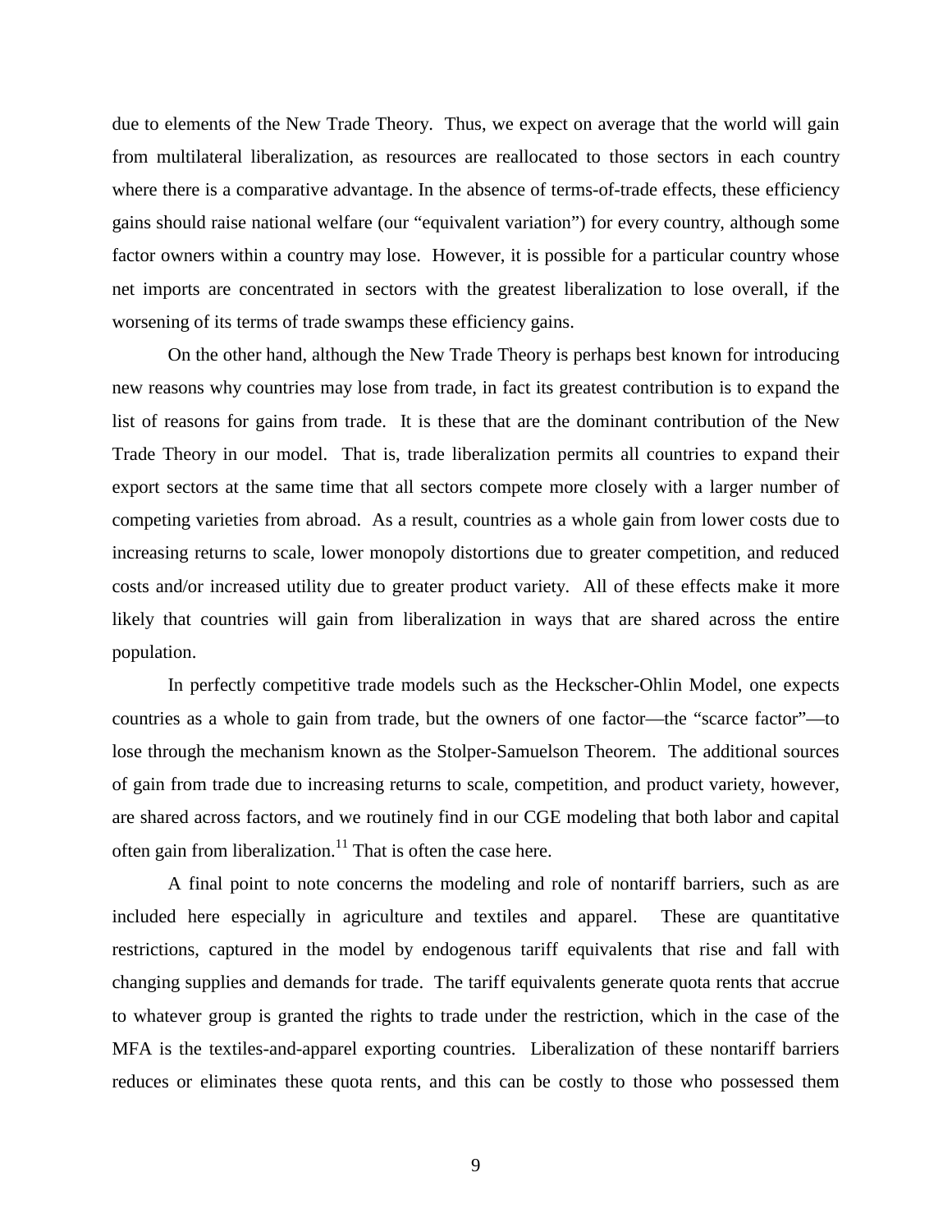due to elements of the New Trade Theory. Thus, we expect on average that the world will gain from multilateral liberalization, as resources are reallocated to those sectors in each country where there is a comparative advantage. In the absence of terms-of-trade effects, these efficiency gains should raise national welfare (our "equivalent variation") for every country, although some factor owners within a country may lose. However, it is possible for a particular country whose net imports are concentrated in sectors with the greatest liberalization to lose overall, if the worsening of its terms of trade swamps these efficiency gains.

On the other hand, although the New Trade Theory is perhaps best known for introducing new reasons why countries may lose from trade, in fact its greatest contribution is to expand the list of reasons for gains from trade. It is these that are the dominant contribution of the New Trade Theory in our model. That is, trade liberalization permits all countries to expand their export sectors at the same time that all sectors compete more closely with a larger number of competing varieties from abroad. As a result, countries as a whole gain from lower costs due to increasing returns to scale, lower monopoly distortions due to greater competition, and reduced costs and/or increased utility due to greater product variety. All of these effects make it more likely that countries will gain from liberalization in ways that are shared across the entire population.

In perfectly competitive trade models such as the Heckscher-Ohlin Model, one expects countries as a whole to gain from trade, but the owners of one factor—the "scarce factor"—to lose through the mechanism known as the Stolper-Samuelson Theorem. The additional sources of gain from trade due to increasing returns to scale, competition, and product variety, however, are shared across factors, and we routinely find in our CGE modeling that both labor and capital often gain from liberalization.[11] That is often the case here.

A final point to note concerns the modeling and role of nontariff barriers, such as are included here especially in agriculture and textiles and apparel. These are quantitative restrictions, captured in the model by endogenous tariff equivalents that rise and fall with changing supplies and demands for trade. The tariff equivalents generate quota rents that accrue to whatever group is granted the rights to trade under the restriction, which in the case of the MFA is the textiles-and-apparel exporting countries. Liberalization of these nontariff barriers reduces or eliminates these quota rents, and this can be costly to those who possessed them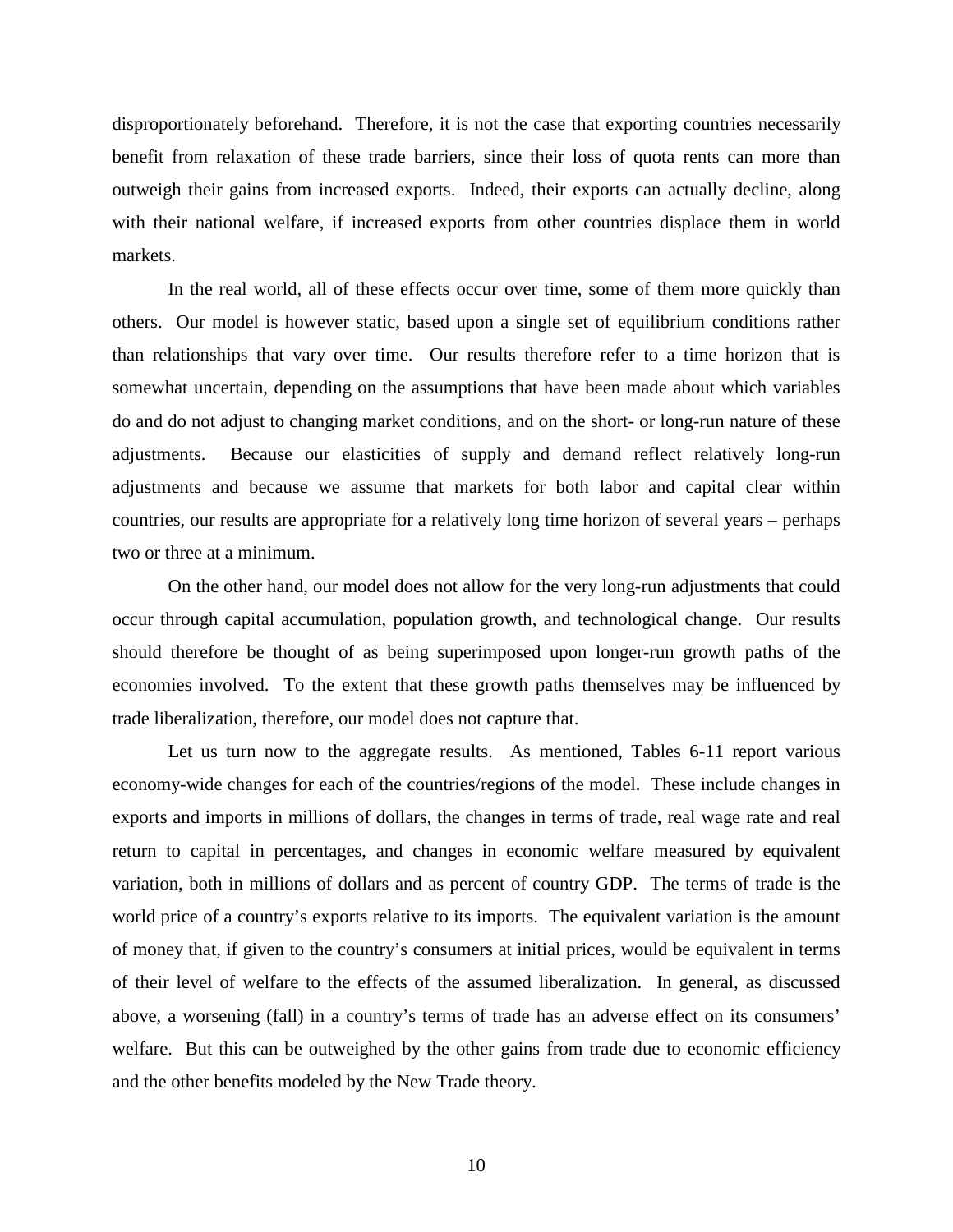disproportionately beforehand. Therefore, it is not the case that exporting countries necessarily benefit from relaxation of these trade barriers, since their loss of quota rents can more than outweigh their gains from increased exports. Indeed, their exports can actually decline, along with their national welfare, if increased exports from other countries displace them in world markets.

In the real world, all of these effects occur over time, some of them more quickly than others. Our model is however static, based upon a single set of equilibrium conditions rather than relationships that vary over time. Our results therefore refer to a time horizon that is somewhat uncertain, depending on the assumptions that have been made about which variables do and do not adjust to changing market conditions, and on the short- or long-run nature of these adjustments. Because our elasticities of supply and demand reflect relatively long-run adjustments and because we assume that markets for both labor and capital clear within countries, our results are appropriate for a relatively long time horizon of several years – perhaps two or three at a minimum.

On the other hand, our model does not allow for the very long-run adjustments that could occur through capital accumulation, population growth, and technological change. Our results should therefore be thought of as being superimposed upon longer-run growth paths of the economies involved. To the extent that these growth paths themselves may be influenced by trade liberalization, therefore, our model does not capture that.

Let us turn now to the aggregate results. As mentioned, Tables 6-11 report various economy-wide changes for each of the countries/regions of the model. These include changes in exports and imports in millions of dollars, the changes in terms of trade, real wage rate and real return to capital in percentages, and changes in economic welfare measured by equivalent variation, both in millions of dollars and as percent of country GDP. The terms of trade is the world price of a country's exports relative to its imports. The equivalent variation is the amount of money that, if given to the country's consumers at initial prices, would be equivalent in terms of their level of welfare to the effects of the assumed liberalization. In general, as discussed above, a worsening (fall) in a country's terms of trade has an adverse effect on its consumers' welfare. But this can be outweighed by the other gains from trade due to economic efficiency and the other benefits modeled by the New Trade theory.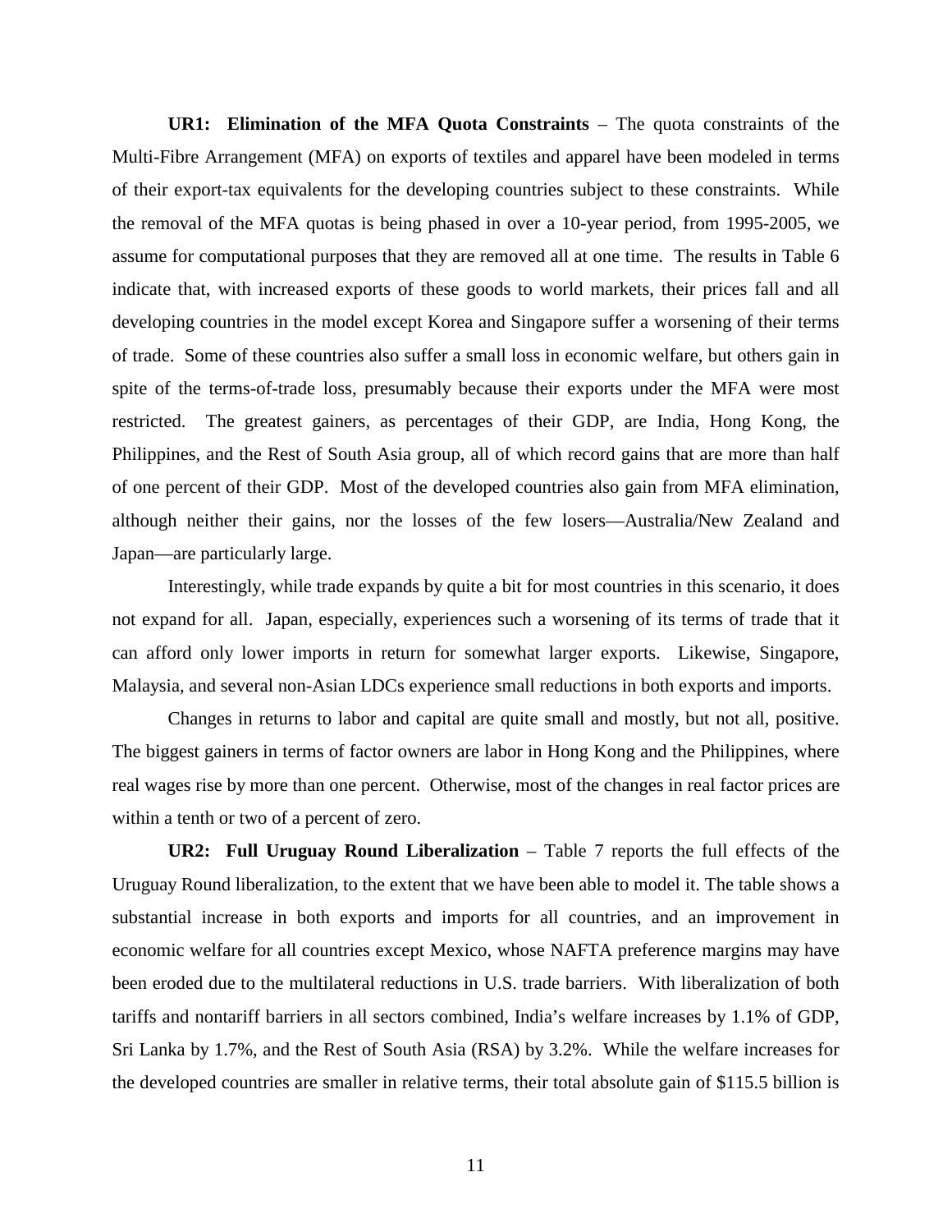**UR1: Elimination of the MFA Quota Constraints** – The quota constraints of the Multi-Fibre Arrangement (MFA) on exports of textiles and apparel have been modeled in terms of their export-tax equivalents for the developing countries subject to these constraints. While the removal of the MFA quotas is being phased in over a 10-year period, from 1995-2005, we assume for computational purposes that they are removed all at one time. The results in Table 6 indicate that, with increased exports of these goods to world markets, their prices fall and all developing countries in the model except Korea and Singapore suffer a worsening of their terms of trade. Some of these countries also suffer a small loss in economic welfare, but others gain in spite of the terms-of-trade loss, presumably because their exports under the MFA were most restricted. The greatest gainers, as percentages of their GDP, are India, Hong Kong, the Philippines, and the Rest of South Asia group, all of which record gains that are more than half of one percent of their GDP. Most of the developed countries also gain from MFA elimination, although neither their gains, nor the losses of the few losers—Australia/New Zealand and Japan—are particularly large.

Interestingly, while trade expands by quite a bit for most countries in this scenario, it does not expand for all. Japan, especially, experiences such a worsening of its terms of trade that it can afford only lower imports in return for somewhat larger exports. Likewise, Singapore, Malaysia, and several non-Asian LDCs experience small reductions in both exports and imports.

Changes in returns to labor and capital are quite small and mostly, but not all, positive. The biggest gainers in terms of factor owners are labor in Hong Kong and the Philippines, where real wages rise by more than one percent. Otherwise, most of the changes in real factor prices are within a tenth or two of a percent of zero.

**UR2: Full Uruguay Round Liberalization** – Table 7 reports the full effects of the Uruguay Round liberalization, to the extent that we have been able to model it. The table shows a substantial increase in both exports and imports for all countries, and an improvement in economic welfare for all countries except Mexico, whose NAFTA preference margins may have been eroded due to the multilateral reductions in U.S. trade barriers. With liberalization of both tariffs and nontariff barriers in all sectors combined, India's welfare increases by 1.1% of GDP, Sri Lanka by 1.7%, and the Rest of South Asia (RSA) by 3.2%. While the welfare increases for the developed countries are smaller in relative terms, their total absolute gain of $115.5 billion is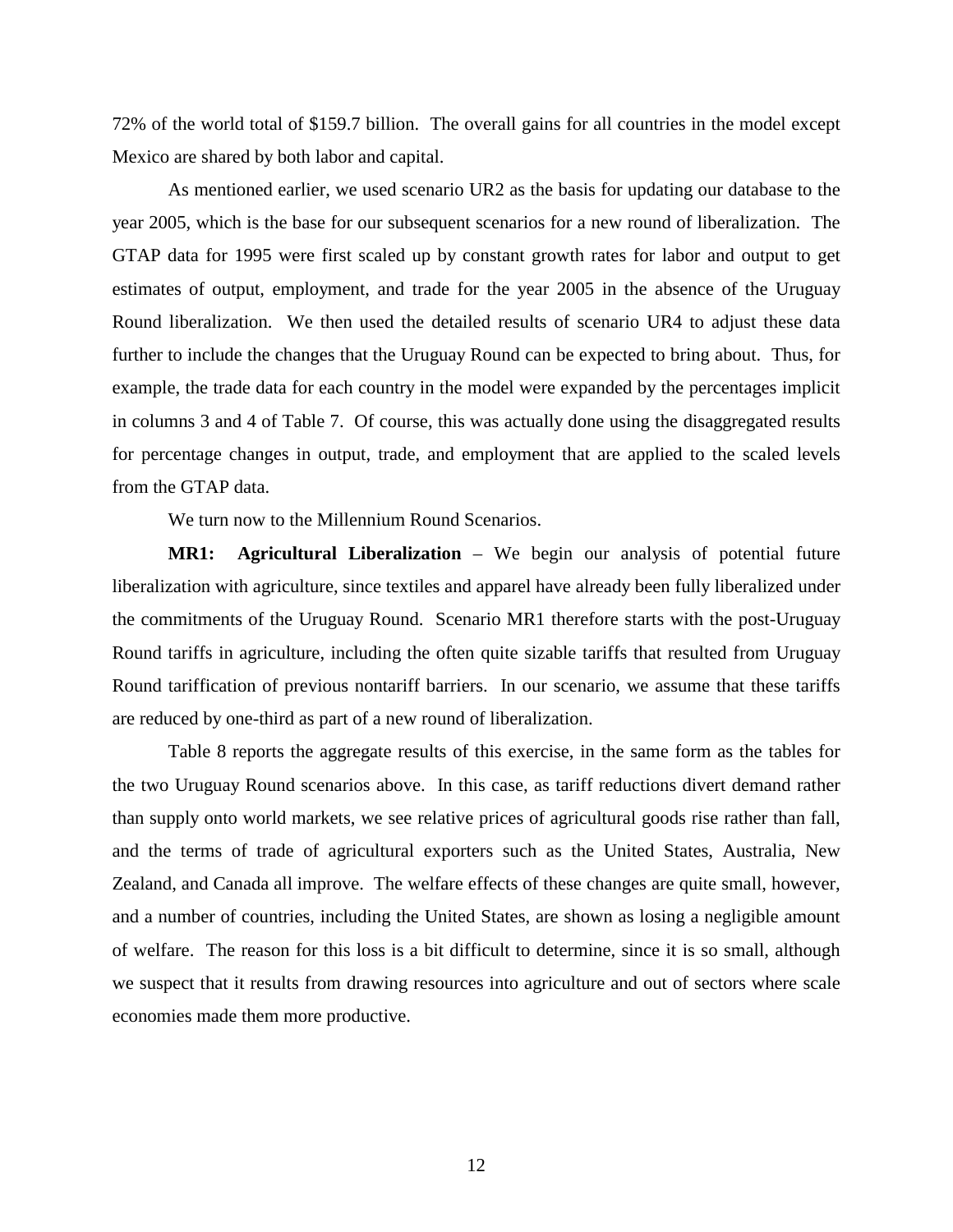72% of the world total of $159.7 billion. The overall gains for all countries in the model except Mexico are shared by both labor and capital.

As mentioned earlier, we used scenario UR2 as the basis for updating our database to the year 2005, which is the base for our subsequent scenarios for a new round of liberalization. The GTAP data for 1995 were first scaled up by constant growth rates for labor and output to get estimates of output, employment, and trade for the year 2005 in the absence of the Uruguay Round liberalization. We then used the detailed results of scenario UR4 to adjust these data further to include the changes that the Uruguay Round can be expected to bring about. Thus, for example, the trade data for each country in the model were expanded by the percentages implicit in columns 3 and 4 of Table 7. Of course, this was actually done using the disaggregated results for percentage changes in output, trade, and employment that are applied to the scaled levels from the GTAP data.

We turn now to the Millennium Round Scenarios.

**MR1: Agricultural Liberalization** – We begin our analysis of potential future liberalization with agriculture, since textiles and apparel have already been fully liberalized under the commitments of the Uruguay Round. Scenario MR1 therefore starts with the post-Uruguay Round tariffs in agriculture, including the often quite sizable tariffs that resulted from Uruguay Round tariffication of previous nontariff barriers. In our scenario, we assume that these tariffs are reduced by one-third as part of a new round of liberalization.

Table 8 reports the aggregate results of this exercise, in the same form as the tables for the two Uruguay Round scenarios above. In this case, as tariff reductions divert demand rather than supply onto world markets, we see relative prices of agricultural goods rise rather than fall, and the terms of trade of agricultural exporters such as the United States, Australia, New Zealand, and Canada all improve. The welfare effects of these changes are quite small, however, and a number of countries, including the United States, are shown as losing a negligible amount of welfare. The reason for this loss is a bit difficult to determine, since it is so small, although we suspect that it results from drawing resources into agriculture and out of sectors where scale economies made them more productive.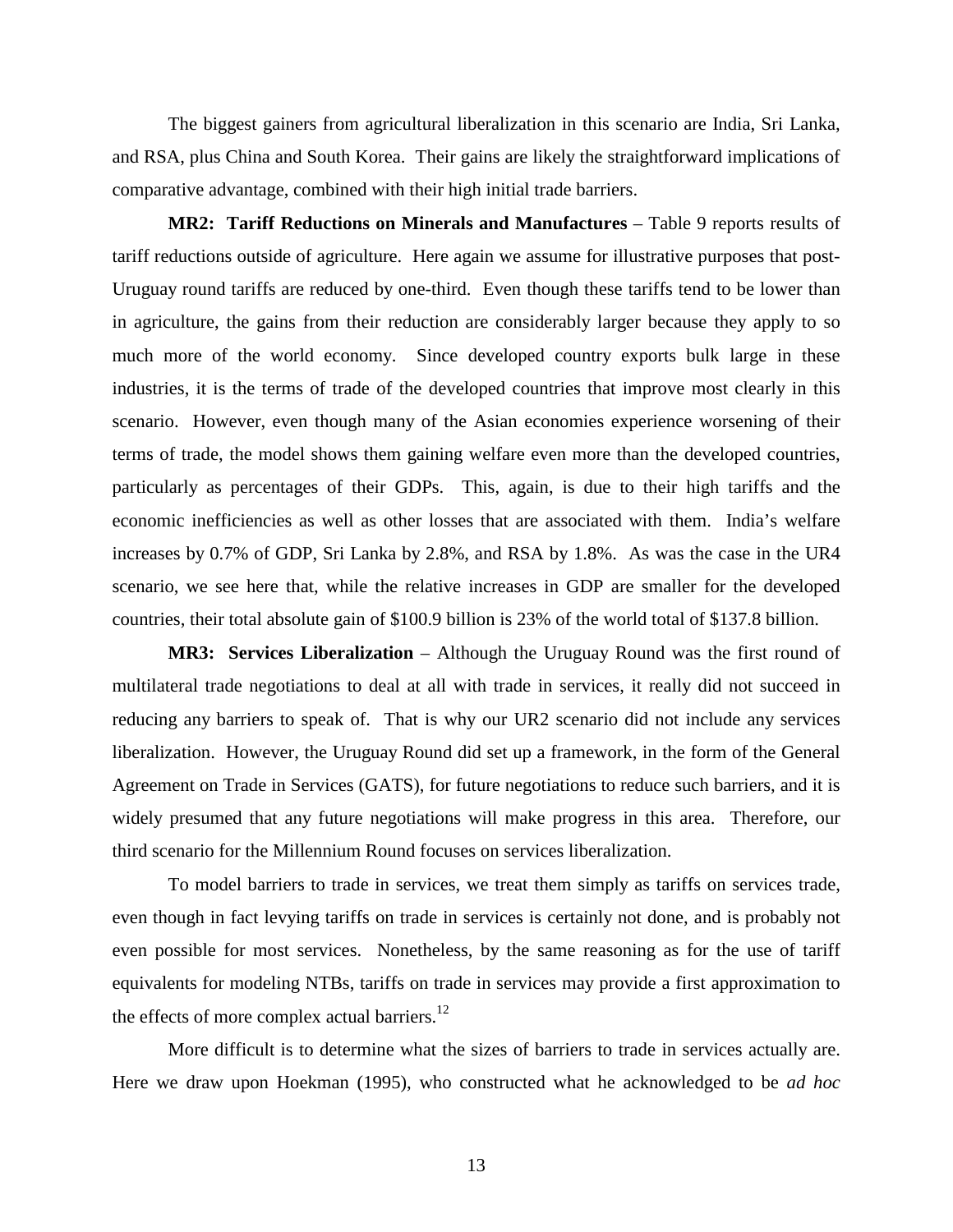The biggest gainers from agricultural liberalization in this scenario are India, Sri Lanka, and RSA, plus China and South Korea. Their gains are likely the straightforward implications of comparative advantage, combined with their high initial trade barriers.

**MR2: Tariff Reductions on Minerals and Manufactures** – Table 9 reports results of tariff reductions outside of agriculture. Here again we assume for illustrative purposes that post-Uruguay round tariffs are reduced by one-third. Even though these tariffs tend to be lower than in agriculture, the gains from their reduction are considerably larger because they apply to so much more of the world economy. Since developed country exports bulk large in these industries, it is the terms of trade of the developed countries that improve most clearly in this scenario. However, even though many of the Asian economies experience worsening of their terms of trade, the model shows them gaining welfare even more than the developed countries, particularly as percentages of their GDPs. This, again, is due to their high tariffs and the economic inefficiencies as well as other losses that are associated with them. India's welfare increases by 0.7% of GDP, Sri Lanka by 2.8%, and RSA by 1.8%. As was the case in the UR4 scenario, we see here that, while the relative increases in GDP are smaller for the developed countries, their total absolute gain of $100.9 billion is 23% of the world total of $137.8 billion.

**MR3: Services Liberalization** – Although the Uruguay Round was the first round of multilateral trade negotiations to deal at all with trade in services, it really did not succeed in reducing any barriers to speak of. That is why our UR2 scenario did not include any services liberalization. However, the Uruguay Round did set up a framework, in the form of the General Agreement on Trade in Services (GATS), for future negotiations to reduce such barriers, and it is widely presumed that any future negotiations will make progress in this area. Therefore, our third scenario for the Millennium Round focuses on services liberalization.

To model barriers to trade in services, we treat them simply as tariffs on services trade, even though in fact levying tariffs on trade in services is certainly not done, and is probably not even possible for most services. Nonetheless, by the same reasoning as for the use of tariff equivalents for modeling NTBs, tariffs on trade in services may provide a first approximation to the effects of more complex actual barriers.[12]

More difficult is to determine what the sizes of barriers to trade in services actually are. Here we draw upon Hoekman (1995), who constructed what he acknowledged to be *ad hoc*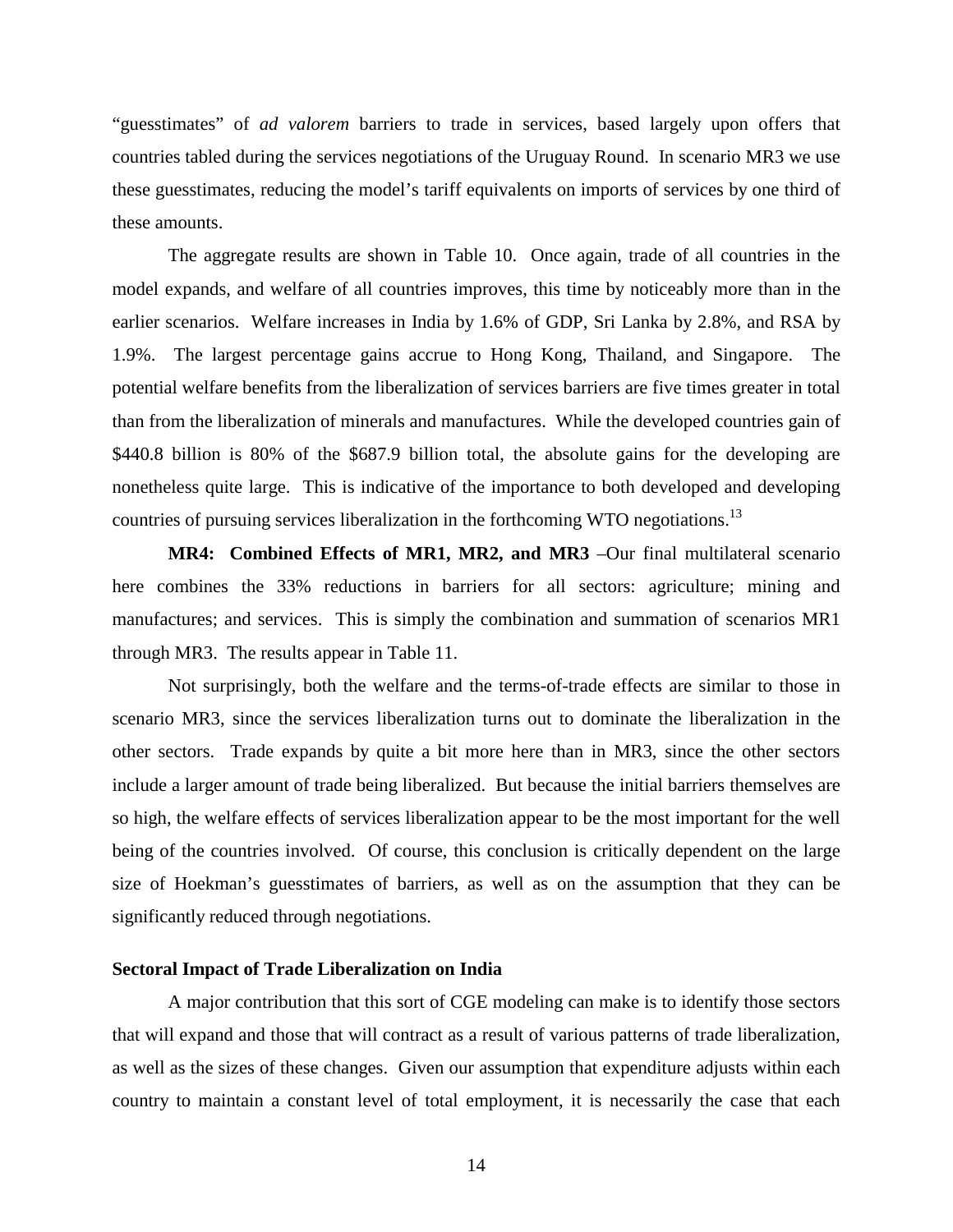"guesstimates" of *ad valorem* barriers to trade in services, based largely upon offers that countries tabled during the services negotiations of the Uruguay Round. In scenario MR3 we use these guesstimates, reducing the model's tariff equivalents on imports of services by one third of these amounts.

The aggregate results are shown in Table 10. Once again, trade of all countries in the model expands, and welfare of all countries improves, this time by noticeably more than in the earlier scenarios. Welfare increases in India by 1.6% of GDP, Sri Lanka by 2.8%, and RSA by 1.9%. The largest percentage gains accrue to Hong Kong, Thailand, and Singapore. The potential welfare benefits from the liberalization of services barriers are five times greater in total than from the liberalization of minerals and manufactures. While the developed countries gain of $440.8 billion is 80% of the $687.9 billion total, the absolute gains for the developing are nonetheless quite large. This is indicative of the importance to both developed and developing countries of pursuing services liberalization in the forthcoming WTO negotiations.[13]

**MR4: Combined Effects of MR1, MR2, and MR3** –Our final multilateral scenario here combines the 33% reductions in barriers for all sectors: agriculture; mining and manufactures; and services. This is simply the combination and summation of scenarios MR1 through MR3. The results appear in Table 11.

Not surprisingly, both the welfare and the terms-of-trade effects are similar to those in scenario MR3, since the services liberalization turns out to dominate the liberalization in the other sectors. Trade expands by quite a bit more here than in MR3, since the other sectors include a larger amount of trade being liberalized. But because the initial barriers themselves are so high, the welfare effects of services liberalization appear to be the most important for the well being of the countries involved. Of course, this conclusion is critically dependent on the large size of Hoekman's guesstimates of barriers, as well as on the assumption that they can be significantly reduced through negotiations.

**Sectoral Impact of Trade Liberalization on India**

A major contribution that this sort of CGE modeling can make is to identify those sectors that will expand and those that will contract as a result of various patterns of trade liberalization, as well as the sizes of these changes. Given our assumption that expenditure adjusts within each country to maintain a constant level of total employment, it is necessarily the case that each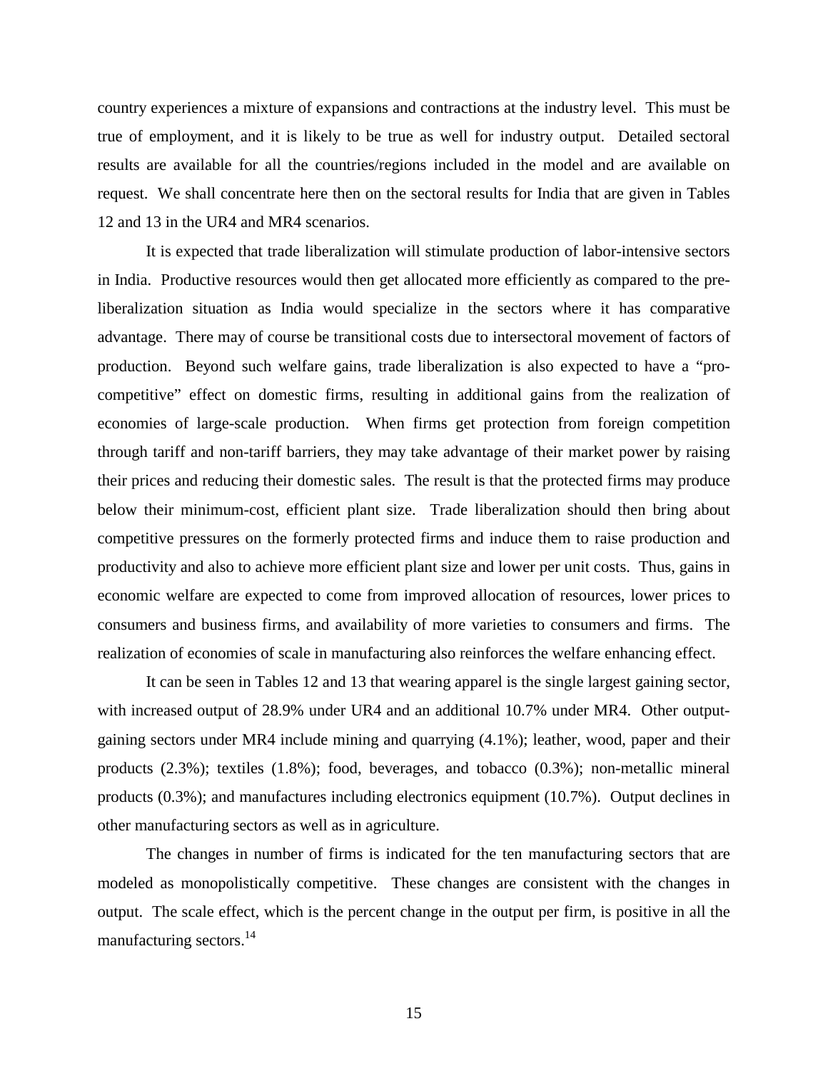country experiences a mixture of expansions and contractions at the industry level. This must be true of employment, and it is likely to be true as well for industry output. Detailed sectoral results are available for all the countries/regions included in the model and are available on request. We shall concentrate here then on the sectoral results for India that are given in Tables 12 and 13 in the UR4 and MR4 scenarios.

It is expected that trade liberalization will stimulate production of labor-intensive sectors in India. Productive resources would then get allocated more efficiently as compared to the pre-liberalization situation as India would specialize in the sectors where it has comparative advantage. There may of course be transitional costs due to intersectoral movement of factors of production. Beyond such welfare gains, trade liberalization is also expected to have a "pro-competitive" effect on domestic firms, resulting in additional gains from the realization of economies of large-scale production. When firms get protection from foreign competition through tariff and non-tariff barriers, they may take advantage of their market power by raising their prices and reducing their domestic sales. The result is that the protected firms may produce below their minimum-cost, efficient plant size. Trade liberalization should then bring about competitive pressures on the formerly protected firms and induce them to raise production and productivity and also to achieve more efficient plant size and lower per unit costs. Thus, gains in economic welfare are expected to come from improved allocation of resources, lower prices to consumers and business firms, and availability of more varieties to consumers and firms. The realization of economies of scale in manufacturing also reinforces the welfare enhancing effect.

It can be seen in Tables 12 and 13 that wearing apparel is the single largest gaining sector, with increased output of 28.9% under UR4 and an additional 10.7% under MR4. Other output-gaining sectors under MR4 include mining and quarrying (4.1%); leather, wood, paper and their products (2.3%); textiles (1.8%); food, beverages, and tobacco (0.3%); non-metallic mineral products (0.3%); and manufactures including electronics equipment (10.7%). Output declines in other manufacturing sectors as well as in agriculture.

The changes in number of firms is indicated for the ten manufacturing sectors that are modeled as monopolistically competitive. These changes are consistent with the changes in output. The scale effect, which is the percent change in the output per firm, is positive in all the manufacturing sectors.[14]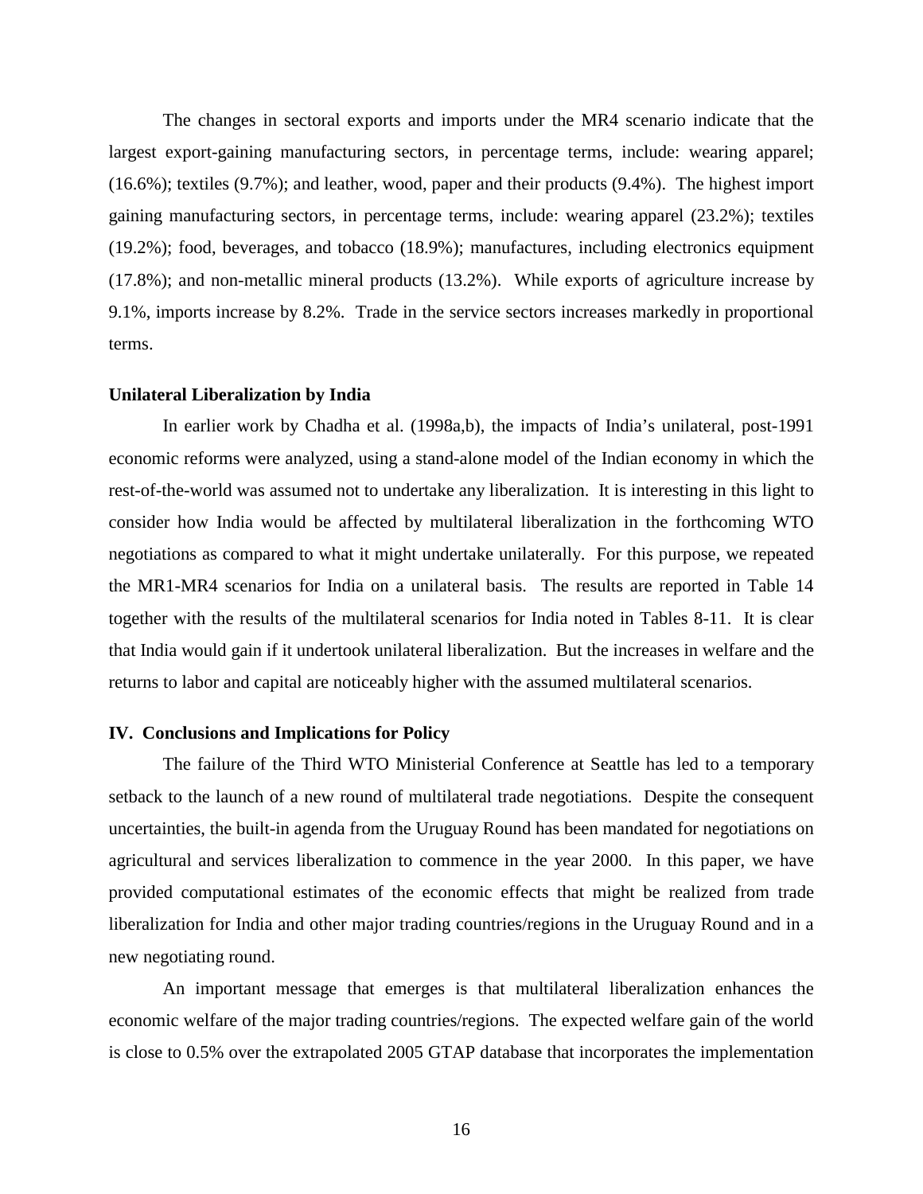The changes in sectoral exports and imports under the MR4 scenario indicate that the largest export-gaining manufacturing sectors, in percentage terms, include: wearing apparel; (16.6%); textiles (9.7%); and leather, wood, paper and their products (9.4%). The highest import gaining manufacturing sectors, in percentage terms, include: wearing apparel (23.2%); textiles (19.2%); food, beverages, and tobacco (18.9%); manufactures, including electronics equipment (17.8%); and non-metallic mineral products (13.2%). While exports of agriculture increase by 9.1%, imports increase by 8.2%. Trade in the service sectors increases markedly in proportional terms.

### Unilateral Liberalization by India

In earlier work by Chadha et al. (1998a,b), the impacts of India's unilateral, post-1991 economic reforms were analyzed, using a stand-alone model of the Indian economy in which the rest-of-the-world was assumed not to undertake any liberalization. It is interesting in this light to consider how India would be affected by multilateral liberalization in the forthcoming WTO negotiations as compared to what it might undertake unilaterally. For this purpose, we repeated the MR1-MR4 scenarios for India on a unilateral basis. The results are reported in Table 14 together with the results of the multilateral scenarios for India noted in Tables 8-11. It is clear that India would gain if it undertook unilateral liberalization. But the increases in welfare and the returns to labor and capital are noticeably higher with the assumed multilateral scenarios.

## IV. Conclusions and Implications for Policy

The failure of the Third WTO Ministerial Conference at Seattle has led to a temporary setback to the launch of a new round of multilateral trade negotiations. Despite the consequent uncertainties, the built-in agenda from the Uruguay Round has been mandated for negotiations on agricultural and services liberalization to commence in the year 2000. In this paper, we have provided computational estimates of the economic effects that might be realized from trade liberalization for India and other major trading countries/regions in the Uruguay Round and in a new negotiating round.

An important message that emerges is that multilateral liberalization enhances the economic welfare of the major trading countries/regions. The expected welfare gain of the world is close to 0.5% over the extrapolated 2005 GTAP database that incorporates the implementation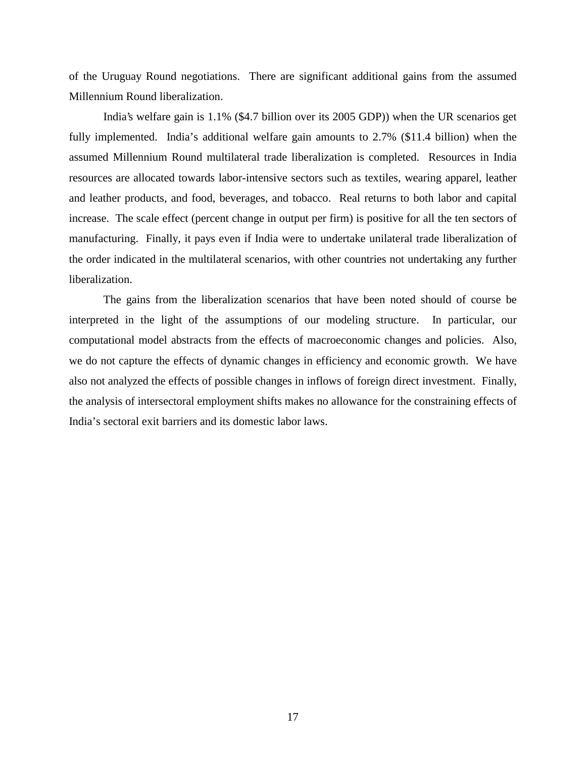of the Uruguay Round negotiations. There are significant additional gains from the assumed Millennium Round liberalization.

India's welfare gain is 1.1% ($4.7 billion over its 2005 GDP)) when the UR scenarios get fully implemented. India's additional welfare gain amounts to 2.7% ($11.4 billion) when the assumed Millennium Round multilateral trade liberalization is completed. Resources in India resources are allocated towards labor-intensive sectors such as textiles, wearing apparel, leather and leather products, and food, beverages, and tobacco. Real returns to both labor and capital increase. The scale effect (percent change in output per firm) is positive for all the ten sectors of manufacturing. Finally, it pays even if India were to undertake unilateral trade liberalization of the order indicated in the multilateral scenarios, with other countries not undertaking any further liberalization.

The gains from the liberalization scenarios that have been noted should of course be interpreted in the light of the assumptions of our modeling structure. In particular, our computational model abstracts from the effects of macroeconomic changes and policies. Also, we do not capture the effects of dynamic changes in efficiency and economic growth. We have also not analyzed the effects of possible changes in inflows of foreign direct investment. Finally, the analysis of intersectoral employment shifts makes no allowance for the constraining effects of India's sectoral exit barriers and its domestic labor laws.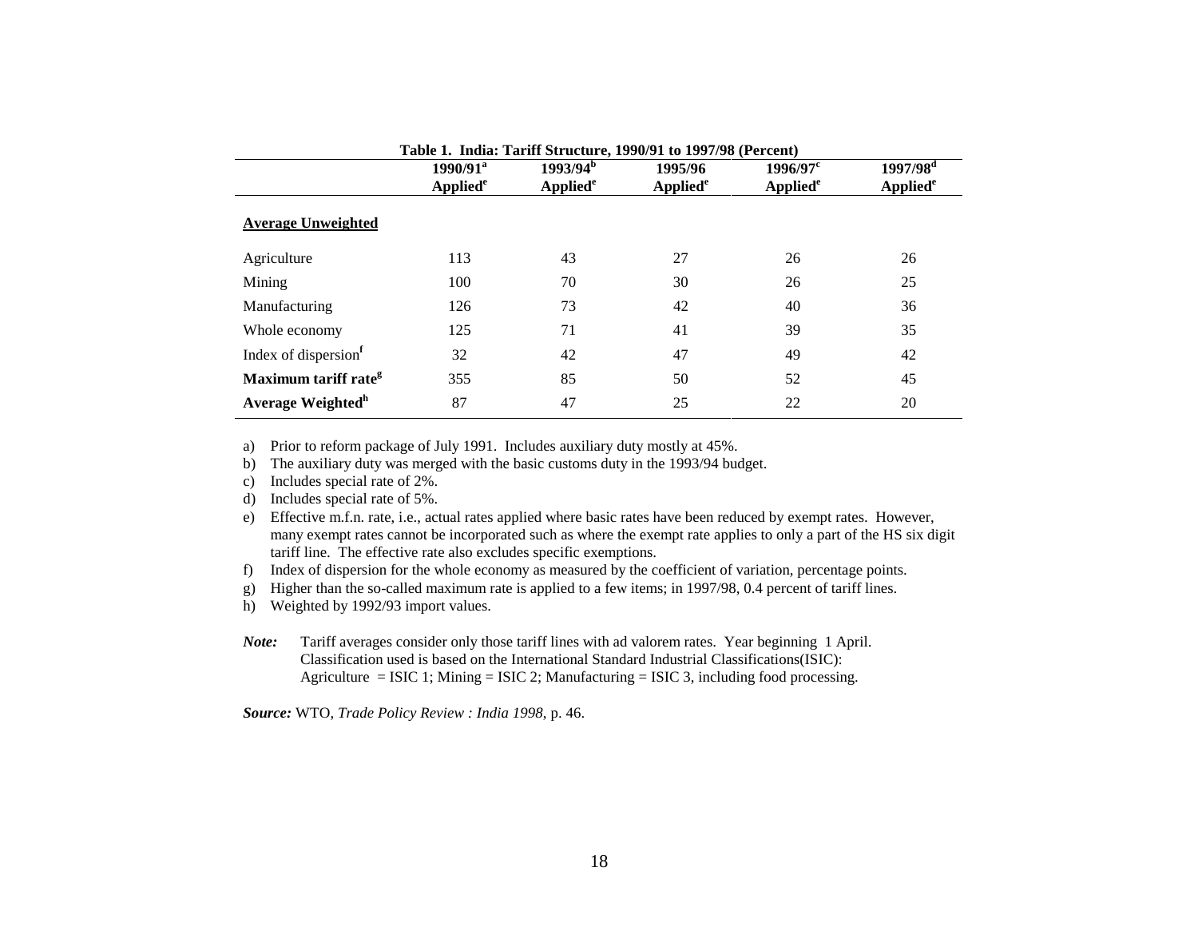**Table 1. India: Tariff Structure, 1990/91 to 1997/98 (Percent)**

| | 1990/91[a] Applied[e] | 1993/94[b] Applied[e] | 1995/96 Applied[e] | 1996/97[c] Applied[e] | 1997/98[d] Applied[e] |
|---|---|---|---|---|---|
| **Average Unweighted** | | | | | |
| Agriculture | 113 | 43 | 27 | 26 | 26 |
| Mining | 100 | 70 | 30 | 26 | 25 |
| Manufacturing | 126 | 73 | 42 | 40 | 36 |
| Whole economy | 125 | 71 | 41 | 39 | 35 |
| Index of dispersion[f] | 32 | 42 | 47 | 49 | 42 |
| **Maximum tariff rate[g]** | 355 | 85 | 50 | 52 | 45 |
| **Average Weighted[h]** | 87 | 47 | 25 | 22 | 20 |

a) Prior to reform package of July 1991. Includes auxiliary duty mostly at 45%.
b) The auxiliary duty was merged with the basic customs duty in the 1993/94 budget.
c) Includes special rate of 2%.
d) Includes special rate of 5%.
e) Effective m.f.n. rate, i.e., actual rates applied where basic rates have been reduced by exempt rates. However, many exempt rates cannot be incorporated such as where the exempt rate applies to only a part of the HS six digit tariff line. The effective rate also excludes specific exemptions.
f) Index of dispersion for the whole economy as measured by the coefficient of variation, percentage points.
g) Higher than the so-called maximum rate is applied to a few items; in 1997/98, 0.4 percent of tariff lines.
h) Weighted by 1992/93 import values.

***Note:*** Tariff averages consider only those tariff lines with ad valorem rates. Year beginning 1 April. Classification used is based on the International Standard Industrial Classifications(ISIC): Agriculture = ISIC 1; Mining = ISIC 2; Manufacturing = ISIC 3, including food processing.

***Source:*** WTO, *Trade Policy Review : India 1998*, p. 46.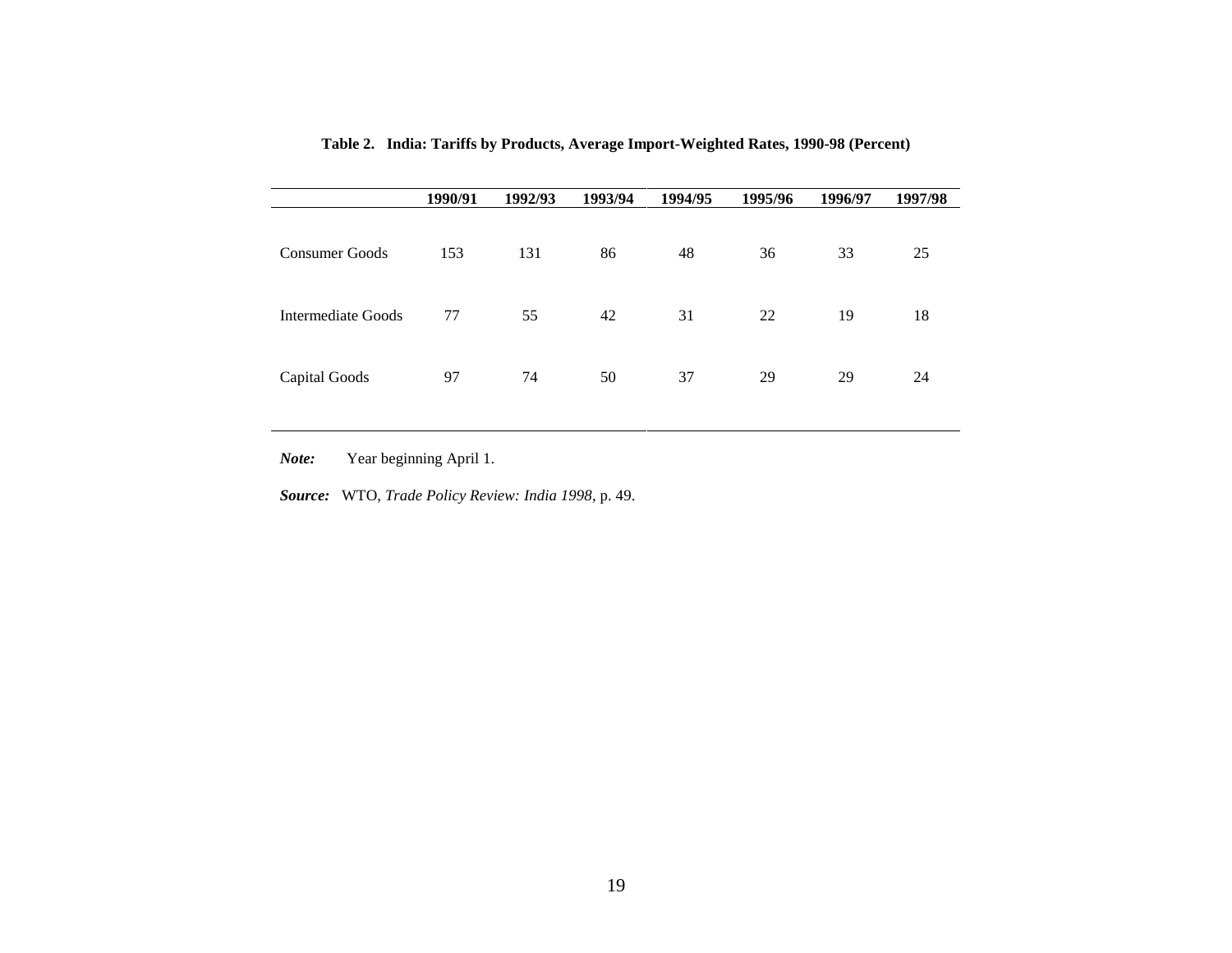**Table 2. India: Tariffs by Products, Average Import-Weighted Rates, 1990-98 (Percent)**

| | 1990/91 | 1992/93 | 1993/94 | 1994/95 | 1995/96 | 1996/97 | 1997/98 |
|---|---|---|---|---|---|---|---|
| Consumer Goods | 153 | 131 | 86 | 48 | 36 | 33 | 25 |
| Intermediate Goods | 77 | 55 | 42 | 31 | 22 | 19 | 18 |
| Capital Goods | 97 | 74 | 50 | 37 | 29 | 29 | 24 |

***Note:*** Year beginning April 1.

***Source:*** WTO, *Trade Policy Review: India 1998*, p. 49.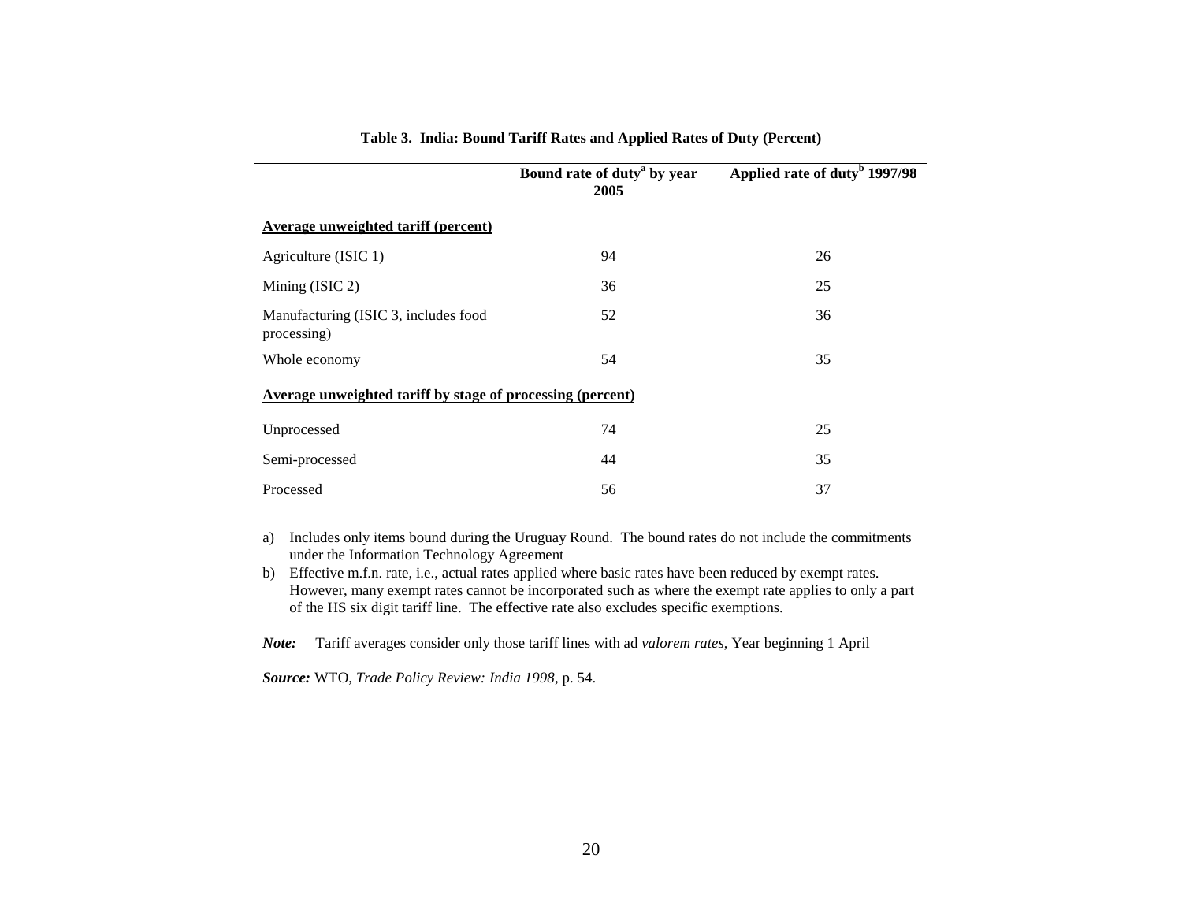**Table 3. India: Bound Tariff Rates and Applied Rates of Duty (Percent)**

| | Bound rate of duty[a] by year 2005 | Applied rate of duty[b] 1997/98 |
|---|---|---|
| **<u>Average unweighted tariff (percent)</u>** | | |
| Agriculture (ISIC 1) | 94 | 26 |
| Mining (ISIC 2) | 36 | 25 |
| Manufacturing (ISIC 3, includes food processing) | 52 | 36 |
| Whole economy | 54 | 35 |
| **<u>Average unweighted tariff by stage of processing (percent)</u>** | | |
| Unprocessed | 74 | 25 |
| Semi-processed | 44 | 35 |
| Processed | 56 | 37 |

a) Includes only items bound during the Uruguay Round. The bound rates do not include the commitments under the Information Technology Agreement

b) Effective m.f.n. rate, i.e., actual rates applied where basic rates have been reduced by exempt rates. However, many exempt rates cannot be incorporated such as where the exempt rate applies to only a part of the HS six digit tariff line. The effective rate also excludes specific exemptions.

***Note:*** Tariff averages consider only those tariff lines with ad *valorem rates*, Year beginning 1 April

***Source:*** WTO, *Trade Policy Review: India 1998*, p. 54.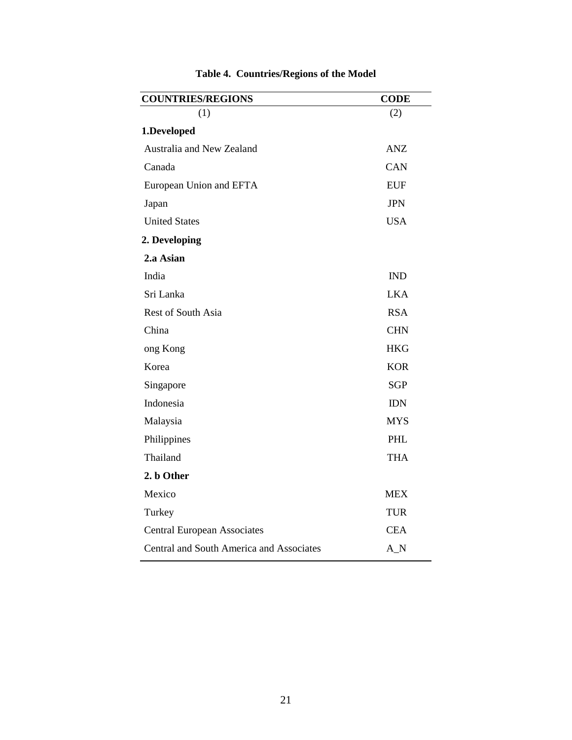**Table 4. Countries/Regions of the Model**

| COUNTRIES/REGIONS | CODE |
|---|---|
| (1) | (2) |
| **1.Developed** | |
| Australia and New Zealand | ANZ |
| Canada | CAN |
| European Union and EFTA | EUF |
| Japan | JPN |
| United States | USA |
| **2. Developing** | |
| **2.a Asian** | |
| India | IND |
| Sri Lanka | LKA |
| Rest of South Asia | RSA |
| China | CHN |
| ong Kong | HKG |
| Korea | KOR |
| Singapore | SGP |
| Indonesia | IDN |
| Malaysia | MYS |
| Philippines | PHL |
| Thailand | THA |
| **2. b Other** | |
| Mexico | MEX |
| Turkey | TUR |
| Central European Associates | CEA |
| Central and South America and Associates | A_N |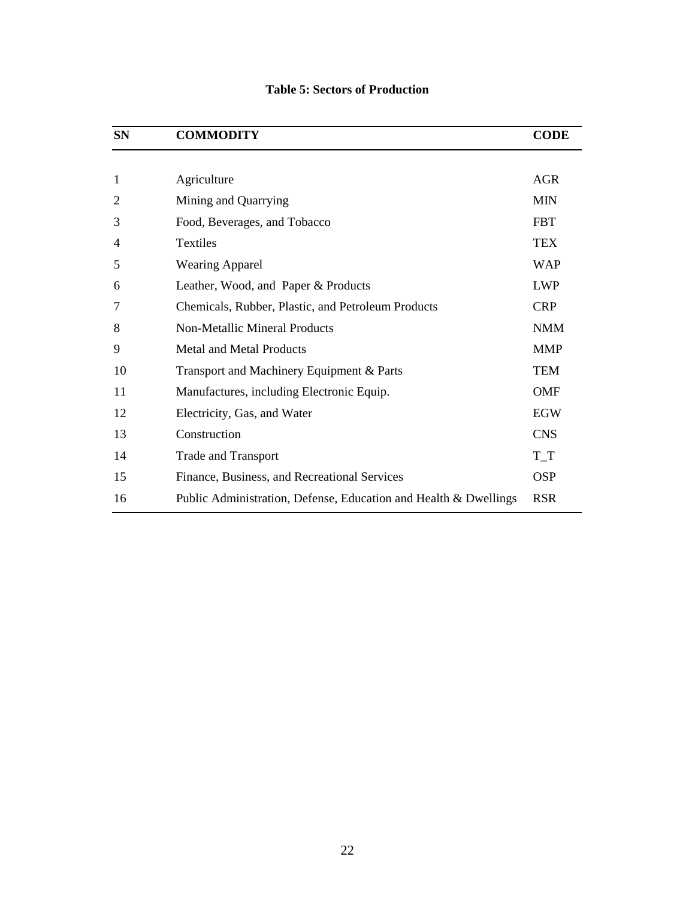**Table 5: Sectors of Production**

| SN | COMMODITY | CODE |
|---|---|---|
| 1 | Agriculture | AGR |
| 2 | Mining and Quarrying | MIN |
| 3 | Food, Beverages, and Tobacco | FBT |
| 4 | Textiles | TEX |
| 5 | Wearing Apparel | WAP |
| 6 | Leather, Wood, and Paper & Products | LWP |
| 7 | Chemicals, Rubber, Plastic, and Petroleum Products | CRP |
| 8 | Non-Metallic Mineral Products | NMM |
| 9 | Metal and Metal Products | MMP |
| 10 | Transport and Machinery Equipment & Parts | TEM |
| 11 | Manufactures, including Electronic Equip. | OMF |
| 12 | Electricity, Gas, and Water | EGW |
| 13 | Construction | CNS |
| 14 | Trade and Transport | T_T |
| 15 | Finance, Business, and Recreational Services | OSP |
| 16 | Public Administration, Defense, Education and Health & Dwellings | RSR |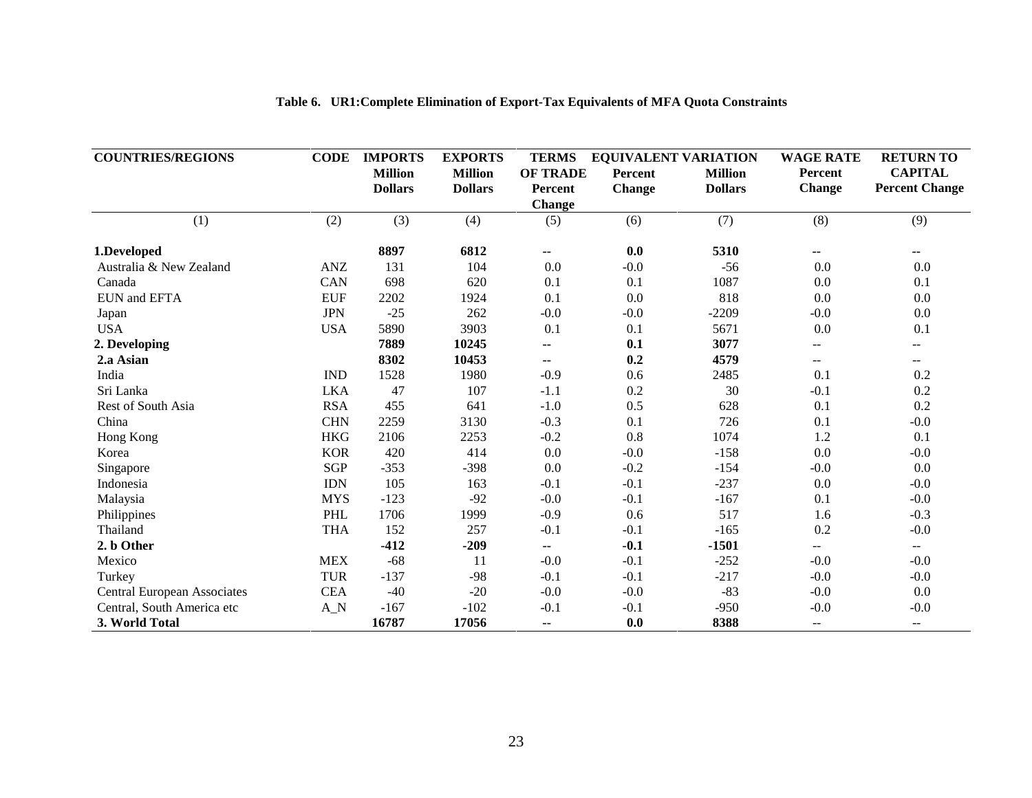**Table 6. UR1:Complete Elimination of Export-Tax Equivalents of MFA Quota Constraints**

| COUNTRIES/REGIONS | CODE | IMPORTS Million Dollars | EXPORTS Million Dollars | TERMS OF TRADE Percent Change | EQUIVALENT VARIATION Percent Change | EQUIVALENT VARIATION Million Dollars | WAGE RATE Percent Change | RETURN TO CAPITAL Percent Change |
|---|---|---|---|---|---|---|---|---|
| (1) | (2) | (3) | (4) | (5) | (6) | (7) | (8) | (9) |
| **1.Developed** | | **8897** | **6812** | **--** | **0.0** | **5310** | **--** | **--** |
| Australia & New Zealand | ANZ | 131 | 104 | 0.0 | -0.0 | -56 | 0.0 | 0.0 |
| Canada | CAN | 698 | 620 | 0.1 | 0.1 | 1087 | 0.0 | 0.1 |
| EUN and EFTA | EUF | 2202 | 1924 | 0.1 | 0.0 | 818 | 0.0 | 0.0 |
| Japan | JPN | -25 | 262 | -0.0 | -0.0 | -2209 | -0.0 | 0.0 |
| USA | USA | 5890 | 3903 | 0.1 | 0.1 | 5671 | 0.0 | 0.1 |
| **2. Developing** | | **7889** | **10245** | **--** | **0.1** | **3077** | -- | -- |
| **2.a Asian** | | **8302** | **10453** | **--** | **0.2** | **4579** | -- | -- |
| India | IND | 1528 | 1980 | -0.9 | 0.6 | 2485 | 0.1 | 0.2 |
| Sri Lanka | LKA | 47 | 107 | -1.1 | 0.2 | 30 | -0.1 | 0.2 |
| Rest of South Asia | RSA | 455 | 641 | -1.0 | 0.5 | 628 | 0.1 | 0.2 |
| China | CHN | 2259 | 3130 | -0.3 | 0.1 | 726 | 0.1 | -0.0 |
| Hong Kong | HKG | 2106 | 2253 | -0.2 | 0.8 | 1074 | 1.2 | 0.1 |
| Korea | KOR | 420 | 414 | 0.0 | -0.0 | -158 | 0.0 | -0.0 |
| Singapore | SGP | -353 | -398 | 0.0 | -0.2 | -154 | -0.0 | 0.0 |
| Indonesia | IDN | 105 | 163 | -0.1 | -0.1 | -237 | 0.0 | -0.0 |
| Malaysia | MYS | -123 | -92 | -0.0 | -0.1 | -167 | 0.1 | -0.0 |
| Philippines | PHL | 1706 | 1999 | -0.9 | 0.6 | 517 | 1.6 | -0.3 |
| Thailand | THA | 152 | 257 | -0.1 | -0.1 | -165 | 0.2 | -0.0 |
| **2. b Other** | | **-412** | **-209** | **--** | **-0.1** | **-1501** | -- | -- |
| Mexico | MEX | -68 | 11 | -0.0 | -0.1 | -252 | -0.0 | -0.0 |
| Turkey | TUR | -137 | -98 | -0.1 | -0.1 | -217 | -0.0 | -0.0 |
| Central European Associates | CEA | -40 | -20 | -0.0 | -0.0 | -83 | -0.0 | 0.0 |
| Central, South America etc | A_N | -167 | -102 | -0.1 | -0.1 | -950 | -0.0 | -0.0 |
| **3. World Total** | | **16787** | **17056** | **--** | **0.0** | **8388** | -- | -- |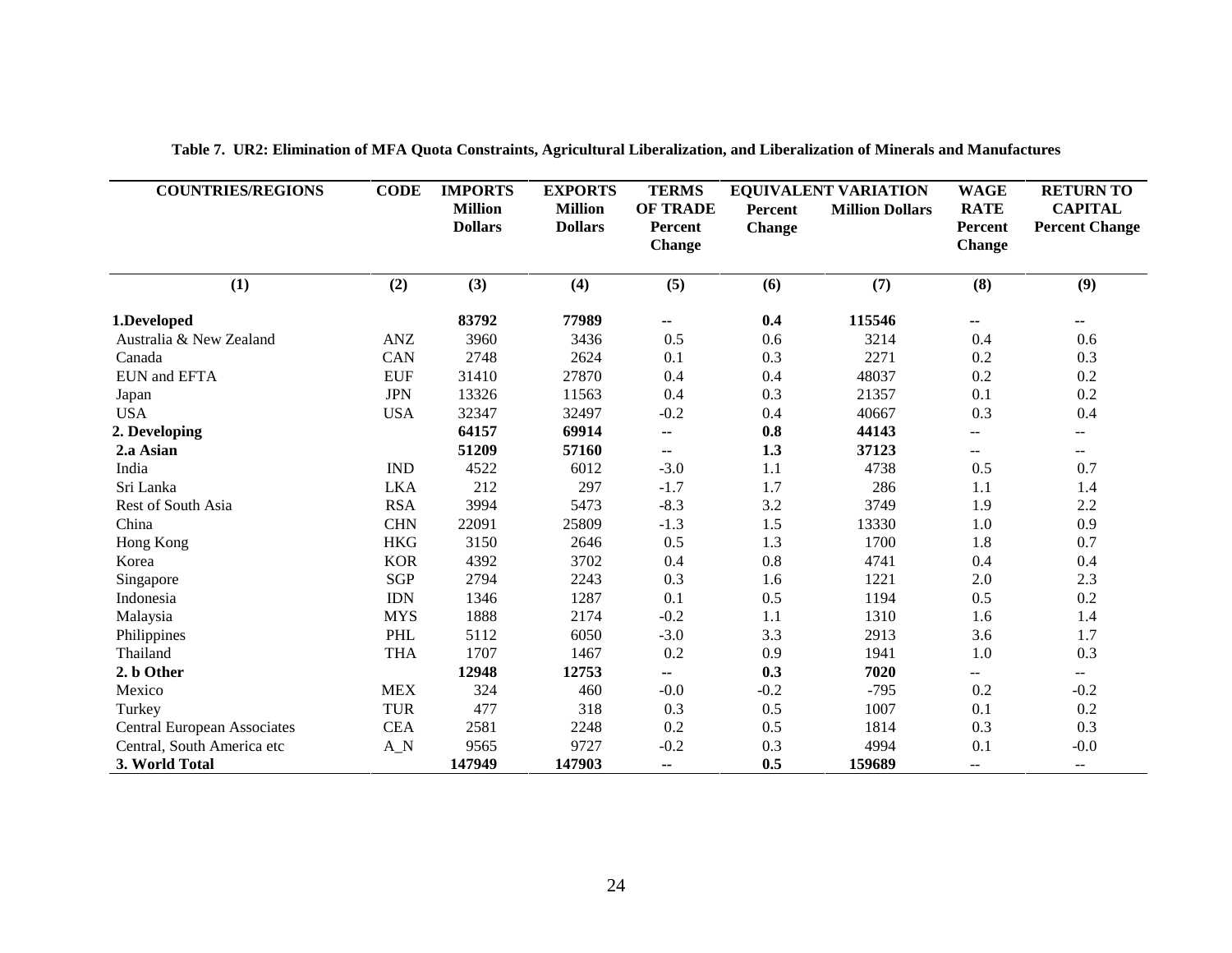**Table 7. UR2: Elimination of MFA Quota Constraints, Agricultural Liberalization, and Liberalization of Minerals and Manufactures**

| COUNTRIES/REGIONS | CODE | IMPORTS Million Dollars | EXPORTS Million Dollars | TERMS OF TRADE Percent Change | EQUIVALENT VARIATION | | WAGE RATE Percent Change | RETURN TO CAPITAL Percent Change |
|---|---|---|---|---|---|---|---|---|
| | | | | | Percent Change | Million Dollars | | |
| (1) | (2) | (3) | (4) | (5) | (6) | (7) | (8) | (9) |
| **1.Developed** | | **83792** | **77989** | **--** | **0.4** | **115546** | **--** | **--** |
| Australia & New Zealand | ANZ | 3960 | 3436 | 0.5 | 0.6 | 3214 | 0.4 | 0.6 |
| Canada | CAN | 2748 | 2624 | 0.1 | 0.3 | 2271 | 0.2 | 0.3 |
| EUN and EFTA | EUF | 31410 | 27870 | 0.4 | 0.4 | 48037 | 0.2 | 0.2 |
| Japan | JPN | 13326 | 11563 | 0.4 | 0.3 | 21357 | 0.1 | 0.2 |
| USA | USA | 32347 | 32497 | -0.2 | 0.4 | 40667 | 0.3 | 0.4 |
| **2. Developing** | | **64157** | **69914** | **--** | **0.8** | **44143** | -- | -- |
| **2.a Asian** | | **51209** | **57160** | **--** | **1.3** | **37123** | -- | -- |
| India | IND | 4522 | 6012 | -3.0 | 1.1 | 4738 | 0.5 | 0.7 |
| Sri Lanka | LKA | 212 | 297 | -1.7 | 1.7 | 286 | 1.1 | 1.4 |
| Rest of South Asia | RSA | 3994 | 5473 | -8.3 | 3.2 | 3749 | 1.9 | 2.2 |
| China | CHN | 22091 | 25809 | -1.3 | 1.5 | 13330 | 1.0 | 0.9 |
| Hong Kong | HKG | 3150 | 2646 | 0.5 | 1.3 | 1700 | 1.8 | 0.7 |
| Korea | KOR | 4392 | 3702 | 0.4 | 0.8 | 4741 | 0.4 | 0.4 |
| Singapore | SGP | 2794 | 2243 | 0.3 | 1.6 | 1221 | 2.0 | 2.3 |
| Indonesia | IDN | 1346 | 1287 | 0.1 | 0.5 | 1194 | 0.5 | 0.2 |
| Malaysia | MYS | 1888 | 2174 | -0.2 | 1.1 | 1310 | 1.6 | 1.4 |
| Philippines | PHL | 5112 | 6050 | -3.0 | 3.3 | 2913 | 3.6 | 1.7 |
| Thailand | THA | 1707 | 1467 | 0.2 | 0.9 | 1941 | 1.0 | 0.3 |
| **2. b Other** | | **12948** | **12753** | **--** | **0.3** | **7020** | -- | -- |
| Mexico | MEX | 324 | 460 | -0.0 | -0.2 | -795 | 0.2 | -0.2 |
| Turkey | TUR | 477 | 318 | 0.3 | 0.5 | 1007 | 0.1 | 0.2 |
| Central European Associates | CEA | 2581 | 2248 | 0.2 | 0.5 | 1814 | 0.3 | 0.3 |
| Central, South America etc | A_N | 9565 | 9727 | -0.2 | 0.3 | 4994 | 0.1 | -0.0 |
| **3. World Total** | | **147949** | **147903** | **--** | **0.5** | **159689** | -- | -- |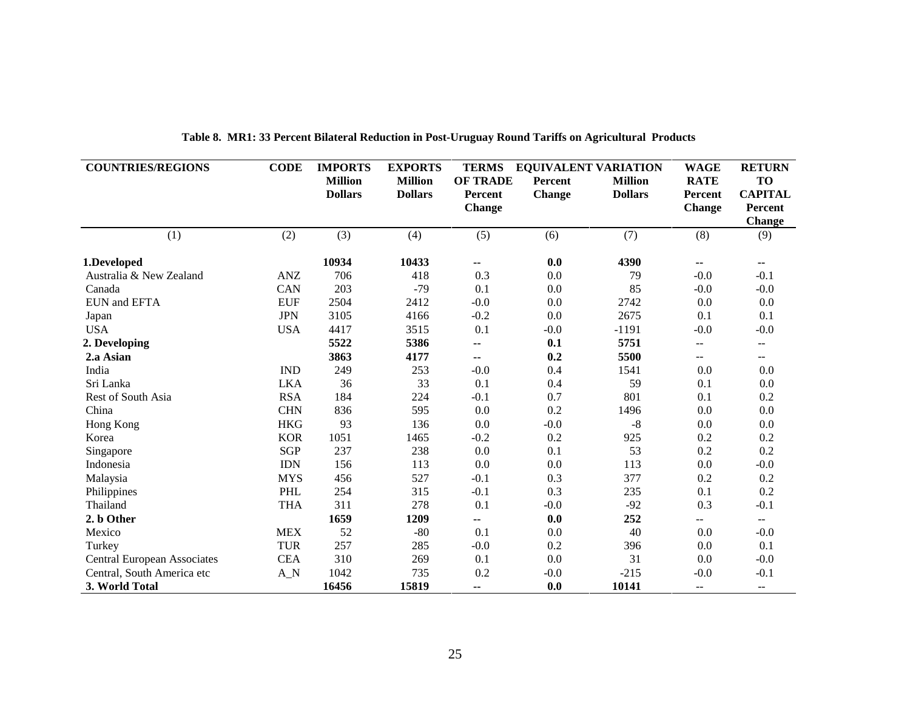**Table 8. MR1: 33 Percent Bilateral Reduction in Post-Uruguay Round Tariffs on Agricultural Products**

| COUNTRIES/REGIONS | CODE | IMPORTS Million Dollars | EXPORTS Million Dollars | TERMS OF TRADE Percent Change | EQUIVALENT VARIATION Percent Change | EQUIVALENT VARIATION Million Dollars | WAGE RATE Percent Change | RETURN TO CAPITAL Percent Change |
|---|---|---|---|---|---|---|---|---|
| (1) | (2) | (3) | (4) | (5) | (6) | (7) | (8) | (9) |
| **1.Developed** | | **10934** | **10433** | **--** | **0.0** | **4390** | -- | -- |
| Australia & New Zealand | ANZ | 706 | 418 | 0.3 | 0.0 | 79 | -0.0 | -0.1 |
| Canada | CAN | 203 | -79 | 0.1 | 0.0 | 85 | -0.0 | -0.0 |
| EUN and EFTA | EUF | 2504 | 2412 | -0.0 | 0.0 | 2742 | 0.0 | 0.0 |
| Japan | JPN | 3105 | 4166 | -0.2 | 0.0 | 2675 | 0.1 | 0.1 |
| USA | USA | 4417 | 3515 | 0.1 | -0.0 | -1191 | -0.0 | -0.0 |
| **2. Developing** | | **5522** | **5386** | **--** | **0.1** | **5751** | -- | -- |
| **2.a Asian** | | **3863** | **4177** | **--** | **0.2** | **5500** | -- | -- |
| India | IND | 249 | 253 | -0.0 | 0.4 | 1541 | 0.0 | 0.0 |
| Sri Lanka | LKA | 36 | 33 | 0.1 | 0.4 | 59 | 0.1 | 0.0 |
| Rest of South Asia | RSA | 184 | 224 | -0.1 | 0.7 | 801 | 0.1 | 0.2 |
| China | CHN | 836 | 595 | 0.0 | 0.2 | 1496 | 0.0 | 0.0 |
| Hong Kong | HKG | 93 | 136 | 0.0 | -0.0 | -8 | 0.0 | 0.0 |
| Korea | KOR | 1051 | 1465 | -0.2 | 0.2 | 925 | 0.2 | 0.2 |
| Singapore | SGP | 237 | 238 | 0.0 | 0.1 | 53 | 0.2 | 0.2 |
| Indonesia | IDN | 156 | 113 | 0.0 | 0.0 | 113 | 0.0 | -0.0 |
| Malaysia | MYS | 456 | 527 | -0.1 | 0.3 | 377 | 0.2 | 0.2 |
| Philippines | PHL | 254 | 315 | -0.1 | 0.3 | 235 | 0.1 | 0.2 |
| Thailand | THA | 311 | 278 | 0.1 | -0.0 | -92 | 0.3 | -0.1 |
| **2. b Other** | | **1659** | **1209** | **--** | **0.0** | **252** | -- | -- |
| Mexico | MEX | 52 | -80 | 0.1 | 0.0 | 40 | 0.0 | -0.0 |
| Turkey | TUR | 257 | 285 | -0.0 | 0.2 | 396 | 0.0 | 0.1 |
| Central European Associates | CEA | 310 | 269 | 0.1 | 0.0 | 31 | 0.0 | -0.0 |
| Central, South America etc | A_N | 1042 | 735 | 0.2 | -0.0 | -215 | -0.0 | -0.1 |
| **3. World Total** | | **16456** | **15819** | **--** | **0.0** | **10141** | -- | -- |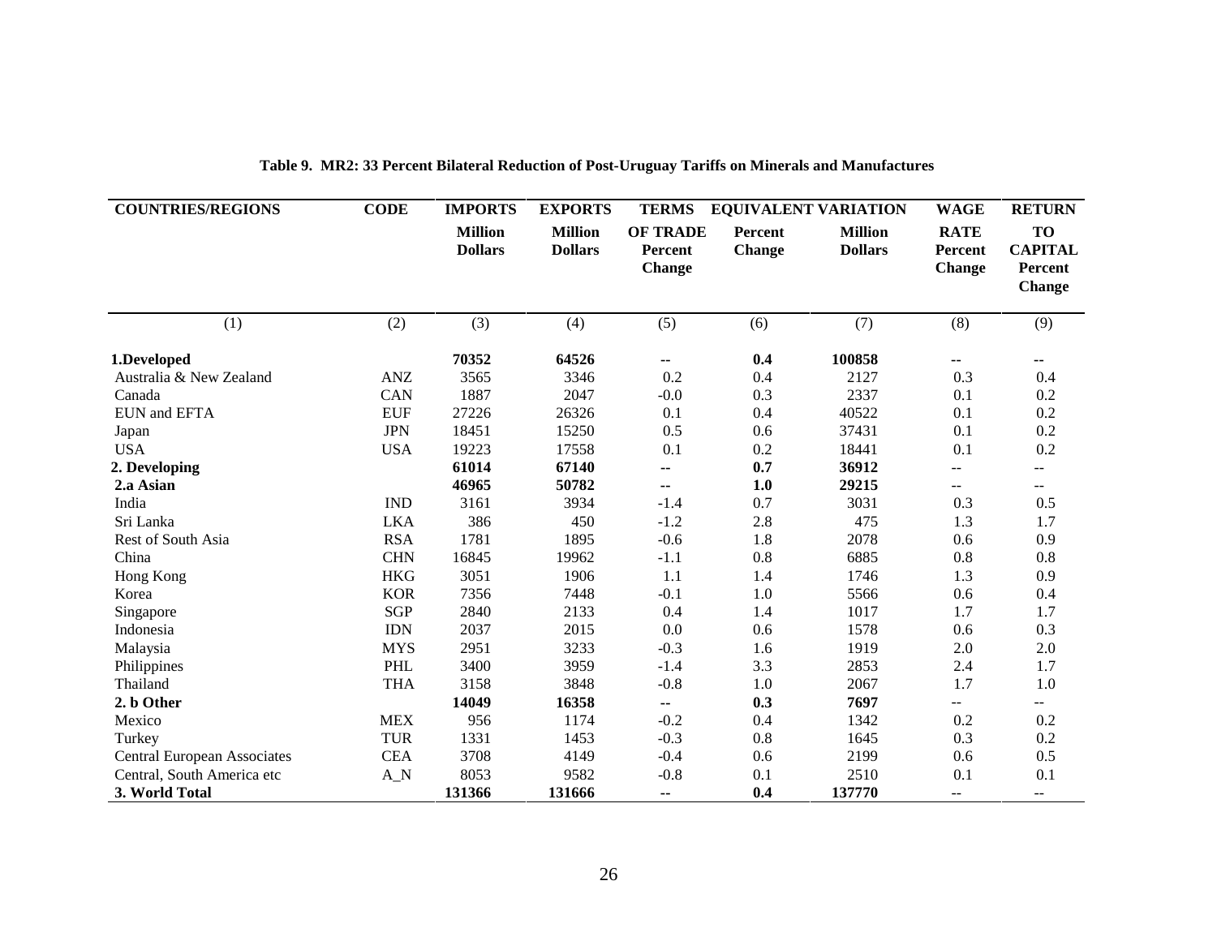**Table 9. MR2: 33 Percent Bilateral Reduction of Post-Uruguay Tariffs on Minerals and Manufactures**

| COUNTRIES/REGIONS | CODE | IMPORTS Million Dollars | EXPORTS Million Dollars | TERMS OF TRADE Percent Change | EQUIVALENT VARIATION Percent Change | EQUIVALENT VARIATION Million Dollars | WAGE RATE Percent Change | RETURN TO CAPITAL Percent Change |
|---|---|---|---|---|---|---|---|---|
| (1) | (2) | (3) | (4) | (5) | (6) | (7) | (8) | (9) |
| **1.Developed** | | **70352** | **64526** | **--** | **0.4** | **100858** | **--** | **--** |
| Australia & New Zealand | ANZ | 3565 | 3346 | 0.2 | 0.4 | 2127 | 0.3 | 0.4 |
| Canada | CAN | 1887 | 2047 | -0.0 | 0.3 | 2337 | 0.1 | 0.2 |
| EUN and EFTA | EUF | 27226 | 26326 | 0.1 | 0.4 | 40522 | 0.1 | 0.2 |
| Japan | JPN | 18451 | 15250 | 0.5 | 0.6 | 37431 | 0.1 | 0.2 |
| USA | USA | 19223 | 17558 | 0.1 | 0.2 | 18441 | 0.1 | 0.2 |
| **2. Developing** | | **61014** | **67140** | **--** | **0.7** | **36912** | -- | -- |
| **2.a Asian** | | **46965** | **50782** | **--** | **1.0** | **29215** | -- | -- |
| India | IND | 3161 | 3934 | -1.4 | 0.7 | 3031 | 0.3 | 0.5 |
| Sri Lanka | LKA | 386 | 450 | -1.2 | 2.8 | 475 | 1.3 | 1.7 |
| Rest of South Asia | RSA | 1781 | 1895 | -0.6 | 1.8 | 2078 | 0.6 | 0.9 |
| China | CHN | 16845 | 19962 | -1.1 | 0.8 | 6885 | 0.8 | 0.8 |
| Hong Kong | HKG | 3051 | 1906 | 1.1 | 1.4 | 1746 | 1.3 | 0.9 |
| Korea | KOR | 7356 | 7448 | -0.1 | 1.0 | 5566 | 0.6 | 0.4 |
| Singapore | SGP | 2840 | 2133 | 0.4 | 1.4 | 1017 | 1.7 | 1.7 |
| Indonesia | IDN | 2037 | 2015 | 0.0 | 0.6 | 1578 | 0.6 | 0.3 |
| Malaysia | MYS | 2951 | 3233 | -0.3 | 1.6 | 1919 | 2.0 | 2.0 |
| Philippines | PHL | 3400 | 3959 | -1.4 | 3.3 | 2853 | 2.4 | 1.7 |
| Thailand | THA | 3158 | 3848 | -0.8 | 1.0 | 2067 | 1.7 | 1.0 |
| **2. b Other** | | **14049** | **16358** | -- | **0.3** | **7697** | -- | -- |
| Mexico | MEX | 956 | 1174 | -0.2 | 0.4 | 1342 | 0.2 | 0.2 |
| Turkey | TUR | 1331 | 1453 | -0.3 | 0.8 | 1645 | 0.3 | 0.2 |
| Central European Associates | CEA | 3708 | 4149 | -0.4 | 0.6 | 2199 | 0.6 | 0.5 |
| Central, South America etc | A_N | 8053 | 9582 | -0.8 | 0.1 | 2510 | 0.1 | 0.1 |
| **3. World Total** | | **131366** | **131666** | **--** | **0.4** | **137770** | -- | -- |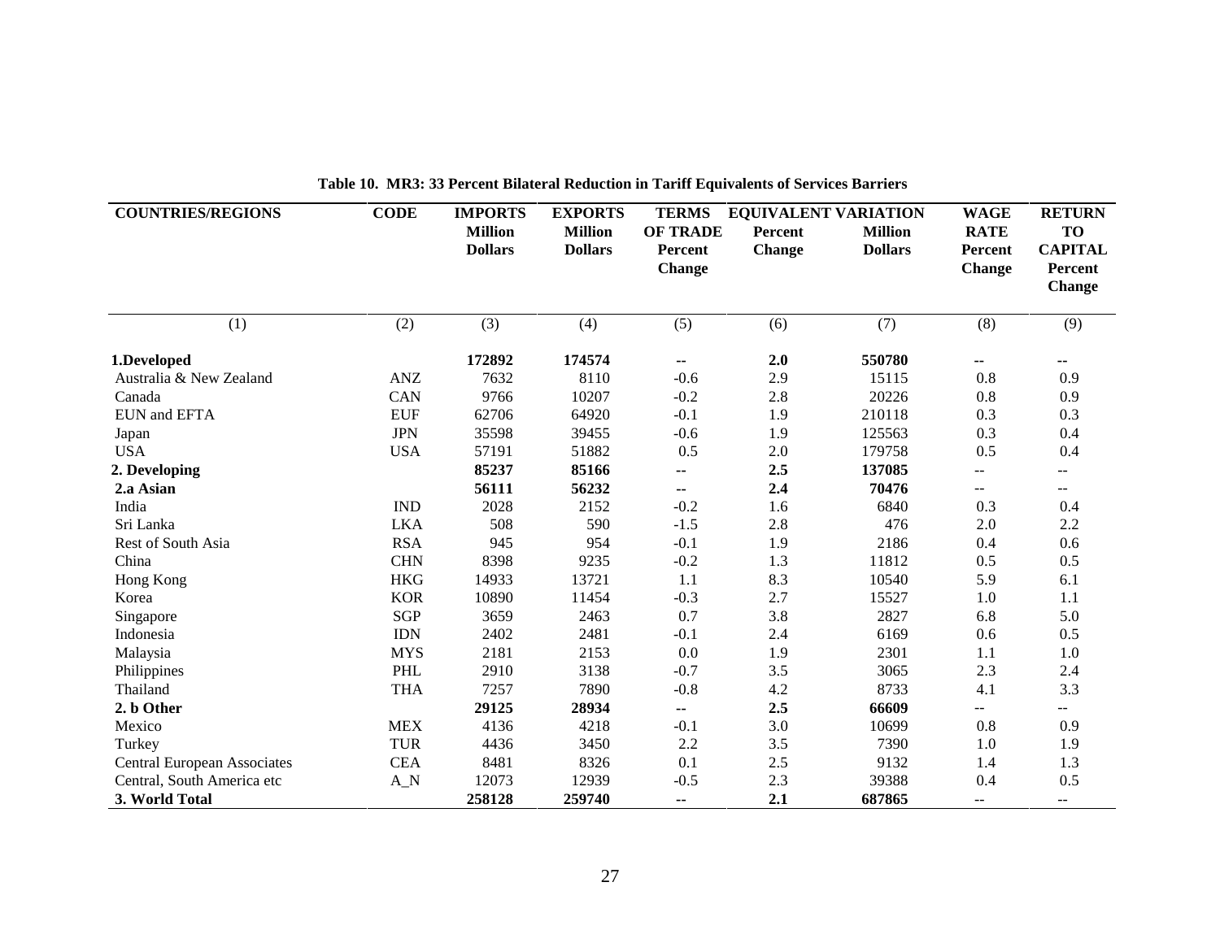**Table 10. MR3: 33 Percent Bilateral Reduction in Tariff Equivalents of Services Barriers**

| COUNTRIES/REGIONS | CODE | IMPORTS Million Dollars | EXPORTS Million Dollars | TERMS OF TRADE Percent Change | EQUIVALENT VARIATION Percent Change | EQUIVALENT VARIATION Million Dollars | WAGE RATE Percent Change | RETURN TO CAPITAL Percent Change |
|---|---|---|---|---|---|---|---|---|
| (1) | (2) | (3) | (4) | (5) | (6) | (7) | (8) | (9) |
| **1.Developed** | | **172892** | **174574** | **--** | **2.0** | **550780** | **--** | **--** |
| Australia & New Zealand | ANZ | 7632 | 8110 | -0.6 | 2.9 | 15115 | 0.8 | 0.9 |
| Canada | CAN | 9766 | 10207 | -0.2 | 2.8 | 20226 | 0.8 | 0.9 |
| EUN and EFTA | EUF | 62706 | 64920 | -0.1 | 1.9 | 210118 | 0.3 | 0.3 |
| Japan | JPN | 35598 | 39455 | -0.6 | 1.9 | 125563 | 0.3 | 0.4 |
| USA | USA | 57191 | 51882 | 0.5 | 2.0 | 179758 | 0.5 | 0.4 |
| **2. Developing** | | **85237** | **85166** | **--** | **2.5** | **137085** | -- | -- |
| **2.a Asian** | | **56111** | **56232** | **--** | **2.4** | **70476** | -- | -- |
| India | IND | 2028 | 2152 | -0.2 | 1.6 | 6840 | 0.3 | 0.4 |
| Sri Lanka | LKA | 508 | 590 | -1.5 | 2.8 | 476 | 2.0 | 2.2 |
| Rest of South Asia | RSA | 945 | 954 | -0.1 | 1.9 | 2186 | 0.4 | 0.6 |
| China | CHN | 8398 | 9235 | -0.2 | 1.3 | 11812 | 0.5 | 0.5 |
| Hong Kong | HKG | 14933 | 13721 | 1.1 | 8.3 | 10540 | 5.9 | 6.1 |
| Korea | KOR | 10890 | 11454 | -0.3 | 2.7 | 15527 | 1.0 | 1.1 |
| Singapore | SGP | 3659 | 2463 | 0.7 | 3.8 | 2827 | 6.8 | 5.0 |
| Indonesia | IDN | 2402 | 2481 | -0.1 | 2.4 | 6169 | 0.6 | 0.5 |
| Malaysia | MYS | 2181 | 2153 | 0.0 | 1.9 | 2301 | 1.1 | 1.0 |
| Philippines | PHL | 2910 | 3138 | -0.7 | 3.5 | 3065 | 2.3 | 2.4 |
| Thailand | THA | 7257 | 7890 | -0.8 | 4.2 | 8733 | 4.1 | 3.3 |
| **2. b Other** | | **29125** | **28934** | **--** | **2.5** | **66609** | -- | -- |
| Mexico | MEX | 4136 | 4218 | -0.1 | 3.0 | 10699 | 0.8 | 0.9 |
| Turkey | TUR | 4436 | 3450 | 2.2 | 3.5 | 7390 | 1.0 | 1.9 |
| Central European Associates | CEA | 8481 | 8326 | 0.1 | 2.5 | 9132 | 1.4 | 1.3 |
| Central, South America etc | A_N | 12073 | 12939 | -0.5 | 2.3 | 39388 | 0.4 | 0.5 |
| **3. World Total** | | **258128** | **259740** | **--** | **2.1** | **687865** | -- | -- |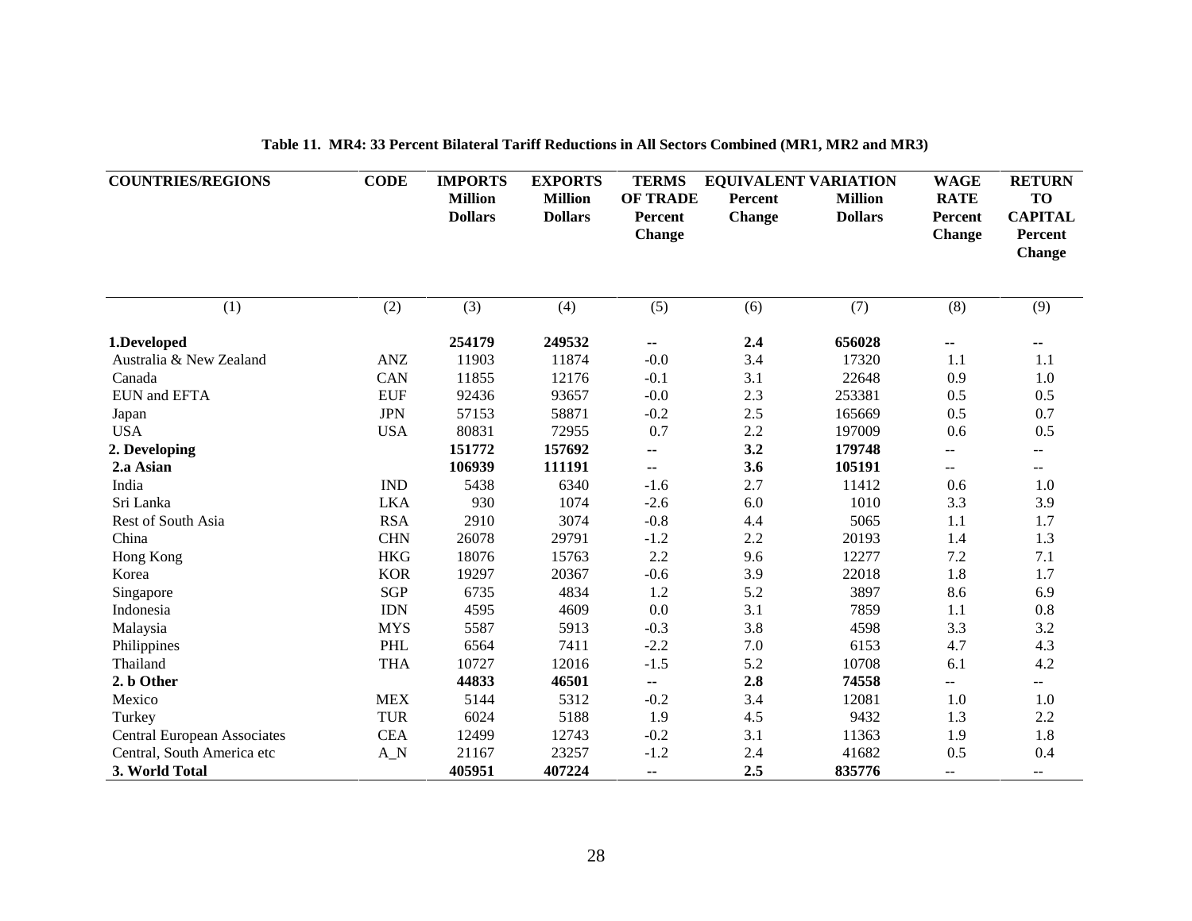**Table 11. MR4: 33 Percent Bilateral Tariff Reductions in All Sectors Combined (MR1, MR2 and MR3)**

| COUNTRIES/REGIONS | CODE | IMPORTS Million Dollars | EXPORTS Million Dollars | TERMS OF TRADE Percent Change | EQUIVALENT VARIATION Percent Change | EQUIVALENT VARIATION Million Dollars | WAGE RATE Percent Change | RETURN TO CAPITAL Percent Change |
|---|---|---|---|---|---|---|---|---|
| (1) | (2) | (3) | (4) | (5) | (6) | (7) | (8) | (9) |
| **1.Developed** | | **254179** | **249532** | **--** | **2.4** | **656028** | **--** | **--** |
| Australia & New Zealand | ANZ | 11903 | 11874 | -0.0 | 3.4 | 17320 | 1.1 | 1.1 |
| Canada | CAN | 11855 | 12176 | -0.1 | 3.1 | 22648 | 0.9 | 1.0 |
| EUN and EFTA | EUF | 92436 | 93657 | -0.0 | 2.3 | 253381 | 0.5 | 0.5 |
| Japan | JPN | 57153 | 58871 | -0.2 | 2.5 | 165669 | 0.5 | 0.7 |
| USA | USA | 80831 | 72955 | 0.7 | 2.2 | 197009 | 0.6 | 0.5 |
| **2. Developing** | | **151772** | **157692** | **--** | **3.2** | **179748** | -- | -- |
| **2.a Asian** | | **106939** | **111191** | **--** | **3.6** | **105191** | -- | -- |
| India | IND | 5438 | 6340 | -1.6 | 2.7 | 11412 | 0.6 | 1.0 |
| Sri Lanka | LKA | 930 | 1074 | -2.6 | 6.0 | 1010 | 3.3 | 3.9 |
| Rest of South Asia | RSA | 2910 | 3074 | -0.8 | 4.4 | 5065 | 1.1 | 1.7 |
| China | CHN | 26078 | 29791 | -1.2 | 2.2 | 20193 | 1.4 | 1.3 |
| Hong Kong | HKG | 18076 | 15763 | 2.2 | 9.6 | 12277 | 7.2 | 7.1 |
| Korea | KOR | 19297 | 20367 | -0.6 | 3.9 | 22018 | 1.8 | 1.7 |
| Singapore | SGP | 6735 | 4834 | 1.2 | 5.2 | 3897 | 8.6 | 6.9 |
| Indonesia | IDN | 4595 | 4609 | 0.0 | 3.1 | 7859 | 1.1 | 0.8 |
| Malaysia | MYS | 5587 | 5913 | -0.3 | 3.8 | 4598 | 3.3 | 3.2 |
| Philippines | PHL | 6564 | 7411 | -2.2 | 7.0 | 6153 | 4.7 | 4.3 |
| Thailand | THA | 10727 | 12016 | -1.5 | 5.2 | 10708 | 6.1 | 4.2 |
| **2. b Other** | | **44833** | **46501** | **--** | **2.8** | **74558** | -- | -- |
| Mexico | MEX | 5144 | 5312 | -0.2 | 3.4 | 12081 | 1.0 | 1.0 |
| Turkey | TUR | 6024 | 5188 | 1.9 | 4.5 | 9432 | 1.3 | 2.2 |
| Central European Associates | CEA | 12499 | 12743 | -0.2 | 3.1 | 11363 | 1.9 | 1.8 |
| Central, South America etc | A_N | 21167 | 23257 | -1.2 | 2.4 | 41682 | 0.5 | 0.4 |
| **3. World Total** | | **405951** | **407224** | **--** | **2.5** | **835776** | -- | -- |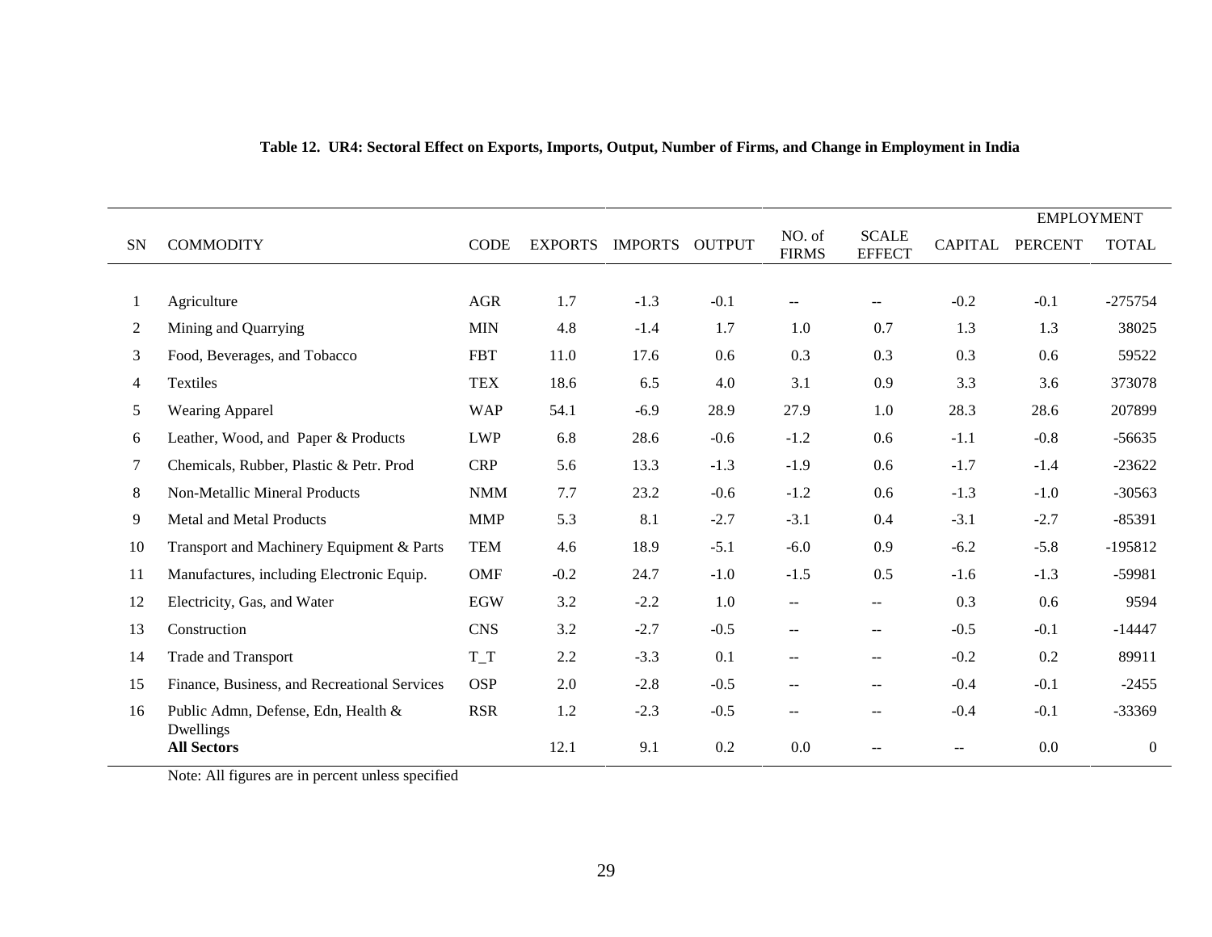**Table 12. UR4: Sectoral Effect on Exports, Imports, Output, Number of Firms, and Change in Employment in India**

| | | | | | | | | | EMPLOYMENT | |
|---|---|---|---|---|---|---|---|---|---|---|
| SN | COMMODITY | CODE | EXPORTS | IMPORTS | OUTPUT | NO. of FIRMS | SCALE EFFECT | CAPITAL | PERCENT | TOTAL |
| 1 | Agriculture | AGR | 1.7 | -1.3 | -0.1 | -- | -- | -0.2 | -0.1 | -275754 |
| 2 | Mining and Quarrying | MIN | 4.8 | -1.4 | 1.7 | 1.0 | 0.7 | 1.3 | 1.3 | 38025 |
| 3 | Food, Beverages, and Tobacco | FBT | 11.0 | 17.6 | 0.6 | 0.3 | 0.3 | 0.3 | 0.6 | 59522 |
| 4 | Textiles | TEX | 18.6 | 6.5 | 4.0 | 3.1 | 0.9 | 3.3 | 3.6 | 373078 |
| 5 | Wearing Apparel | WAP | 54.1 | -6.9 | 28.9 | 27.9 | 1.0 | 28.3 | 28.6 | 207899 |
| 6 | Leather, Wood, and Paper & Products | LWP | 6.8 | 28.6 | -0.6 | -1.2 | 0.6 | -1.1 | -0.8 | -56635 |
| 7 | Chemicals, Rubber, Plastic & Petr. Prod | CRP | 5.6 | 13.3 | -1.3 | -1.9 | 0.6 | -1.7 | -1.4 | -23622 |
| 8 | Non-Metallic Mineral Products | NMM | 7.7 | 23.2 | -0.6 | -1.2 | 0.6 | -1.3 | -1.0 | -30563 |
| 9 | Metal and Metal Products | MMP | 5.3 | 8.1 | -2.7 | -3.1 | 0.4 | -3.1 | -2.7 | -85391 |
| 10 | Transport and Machinery Equipment & Parts | TEM | 4.6 | 18.9 | -5.1 | -6.0 | 0.9 | -6.2 | -5.8 | -195812 |
| 11 | Manufactures, including Electronic Equip. | OMF | -0.2 | 24.7 | -1.0 | -1.5 | 0.5 | -1.6 | -1.3 | -59981 |
| 12 | Electricity, Gas, and Water | EGW | 3.2 | -2.2 | 1.0 | -- | -- | 0.3 | 0.6 | 9594 |
| 13 | Construction | CNS | 3.2 | -2.7 | -0.5 | -- | -- | -0.5 | -0.1 | -14447 |
| 14 | Trade and Transport | T_T | 2.2 | -3.3 | 0.1 | -- | -- | -0.2 | 0.2 | 89911 |
| 15 | Finance, Business, and Recreational Services | OSP | 2.0 | -2.8 | -0.5 | -- | -- | -0.4 | -0.1 | -2455 |
| 16 | Public Admn, Defense, Edn, Health & Dwellings | RSR | 1.2 | -2.3 | -0.5 | -- | -- | -0.4 | -0.1 | -33369 |
| | **All Sectors** | | 12.1 | 9.1 | 0.2 | 0.0 | -- | -- | 0.0 | 0 |

Note: All figures are in percent unless specified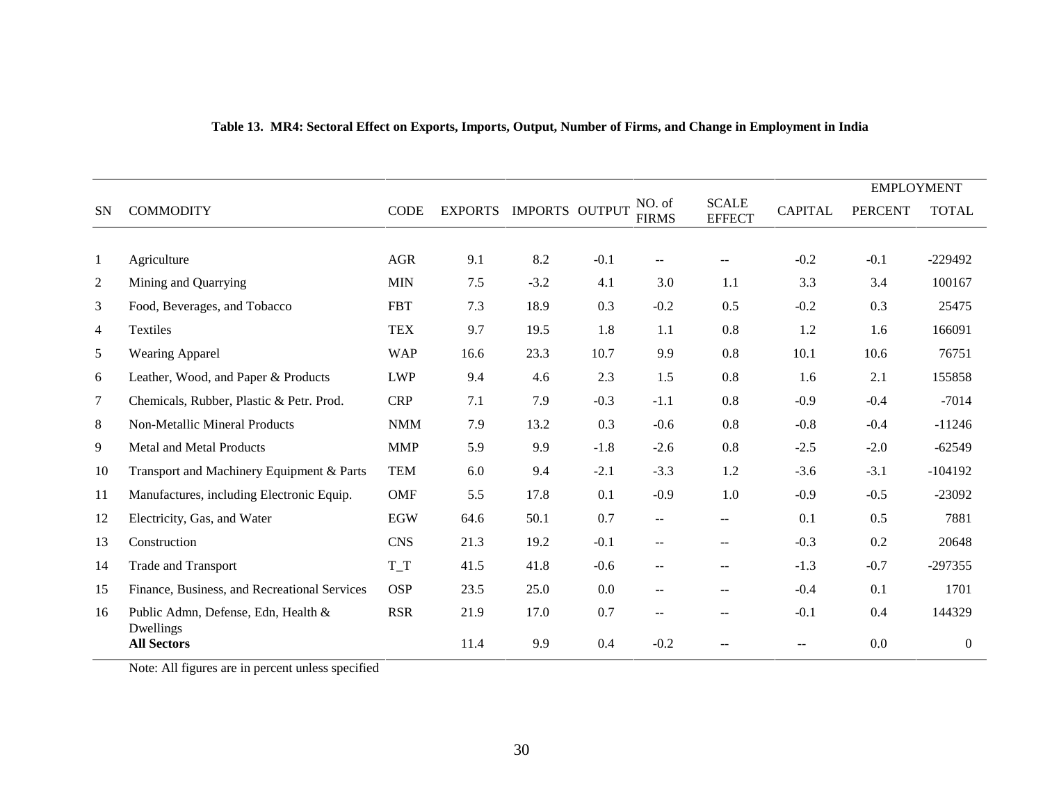**Table 13. MR4: Sectoral Effect on Exports, Imports, Output, Number of Firms, and Change in Employment in India**

| SN | COMMODITY | CODE | EXPORTS | IMPORTS | OUTPUT | NO. of FIRMS | SCALE EFFECT | CAPITAL | EMPLOYMENT PERCENT | EMPLOYMENT TOTAL |
|---|---|---|---|---|---|---|---|---|---|---|
| 1 | Agriculture | AGR | 9.1 | 8.2 | -0.1 | -- | -- | -0.2 | -0.1 | -229492 |
| 2 | Mining and Quarrying | MIN | 7.5 | -3.2 | 4.1 | 3.0 | 1.1 | 3.3 | 3.4 | 100167 |
| 3 | Food, Beverages, and Tobacco | FBT | 7.3 | 18.9 | 0.3 | -0.2 | 0.5 | -0.2 | 0.3 | 25475 |
| 4 | Textiles | TEX | 9.7 | 19.5 | 1.8 | 1.1 | 0.8 | 1.2 | 1.6 | 166091 |
| 5 | Wearing Apparel | WAP | 16.6 | 23.3 | 10.7 | 9.9 | 0.8 | 10.1 | 10.6 | 76751 |
| 6 | Leather, Wood, and Paper & Products | LWP | 9.4 | 4.6 | 2.3 | 1.5 | 0.8 | 1.6 | 2.1 | 155858 |
| 7 | Chemicals, Rubber, Plastic & Petr. Prod. | CRP | 7.1 | 7.9 | -0.3 | -1.1 | 0.8 | -0.9 | -0.4 | -7014 |
| 8 | Non-Metallic Mineral Products | NMM | 7.9 | 13.2 | 0.3 | -0.6 | 0.8 | -0.8 | -0.4 | -11246 |
| 9 | Metal and Metal Products | MMP | 5.9 | 9.9 | -1.8 | -2.6 | 0.8 | -2.5 | -2.0 | -62549 |
| 10 | Transport and Machinery Equipment & Parts | TEM | 6.0 | 9.4 | -2.1 | -3.3 | 1.2 | -3.6 | -3.1 | -104192 |
| 11 | Manufactures, including Electronic Equip. | OMF | 5.5 | 17.8 | 0.1 | -0.9 | 1.0 | -0.9 | -0.5 | -23092 |
| 12 | Electricity, Gas, and Water | EGW | 64.6 | 50.1 | 0.7 | -- | -- | 0.1 | 0.5 | 7881 |
| 13 | Construction | CNS | 21.3 | 19.2 | -0.1 | -- | -- | -0.3 | 0.2 | 20648 |
| 14 | Trade and Transport | T_T | 41.5 | 41.8 | -0.6 | -- | -- | -1.3 | -0.7 | -297355 |
| 15 | Finance, Business, and Recreational Services | OSP | 23.5 | 25.0 | 0.0 | -- | -- | -0.4 | 0.1 | 1701 |
| 16 | Public Admn, Defense, Edn, Health & Dwellings | RSR | 21.9 | 17.0 | 0.7 | -- | -- | -0.1 | 0.4 | 144329 |
| | **All Sectors** | | 11.4 | 9.9 | 0.4 | -0.2 | -- | -- | 0.0 | 0 |

Note: All figures are in percent unless specified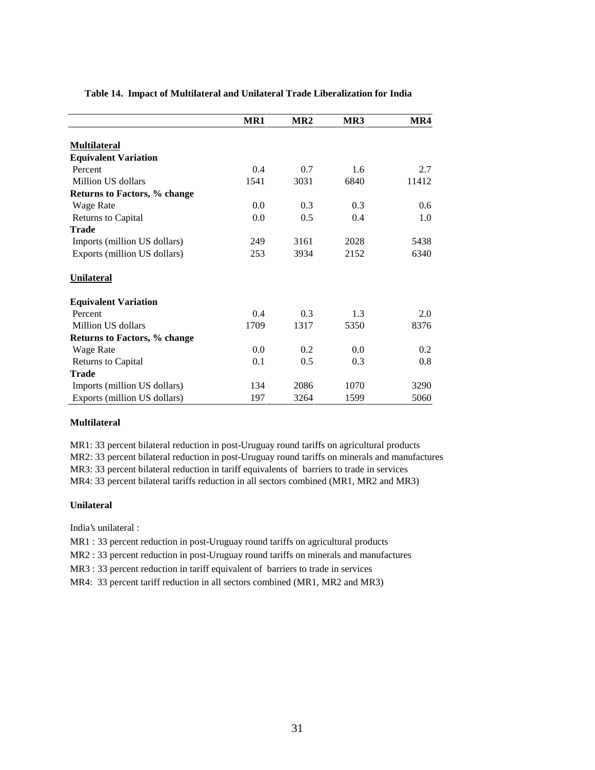**Table 14. Impact of Multilateral and Unilateral Trade Liberalization for India**

| | MR1 | MR2 | MR3 | MR4 |
|---|---|---|---|---|
| **Multilateral** | | | | |
| **Equivalent Variation** | | | | |
| Percent | 0.4 | 0.7 | 1.6 | 2.7 |
| Million US dollars | 1541 | 3031 | 6840 | 11412 |
| **Returns to Factors, % change** | | | | |
| Wage Rate | 0.0 | 0.3 | 0.3 | 0.6 |
| Returns to Capital | 0.0 | 0.5 | 0.4 | 1.0 |
| **Trade** | | | | |
| Imports (million US dollars) | 249 | 3161 | 2028 | 5438 |
| Exports (million US dollars) | 253 | 3934 | 2152 | 6340 |
| **Unilateral** | | | | |
| **Equivalent Variation** | | | | |
| Percent | 0.4 | 0.3 | 1.3 | 2.0 |
| Million US dollars | 1709 | 1317 | 5350 | 8376 |
| **Returns to Factors, % change** | | | | |
| Wage Rate | 0.0 | 0.2 | 0.0 | 0.2 |
| Returns to Capital | 0.1 | 0.5 | 0.3 | 0.8 |
| **Trade** | | | | |
| Imports (million US dollars) | 134 | 2086 | 1070 | 3290 |
| Exports (million US dollars) | 197 | 3264 | 1599 | 5060 |

**Multilateral**

MR1: 33 percent bilateral reduction in post-Uruguay round tariffs on agricultural products
MR2: 33 percent bilateral reduction in post-Uruguay round tariffs on minerals and manufactures
MR3: 33 percent bilateral reduction in tariff equivalents of barriers to trade in services
MR4: 33 percent bilateral tariffs reduction in all sectors combined (MR1, MR2 and MR3)

**Unilateral**

India's unilateral :

MR1 : 33 percent reduction in post-Uruguay round tariffs on agricultural products

MR2 : 33 percent reduction in post-Uruguay round tariffs on minerals and manufactures

MR3 : 33 percent reduction in tariff equivalent of barriers to trade in services

MR4: 33 percent tariff reduction in all sectors combined (MR1, MR2 and MR3)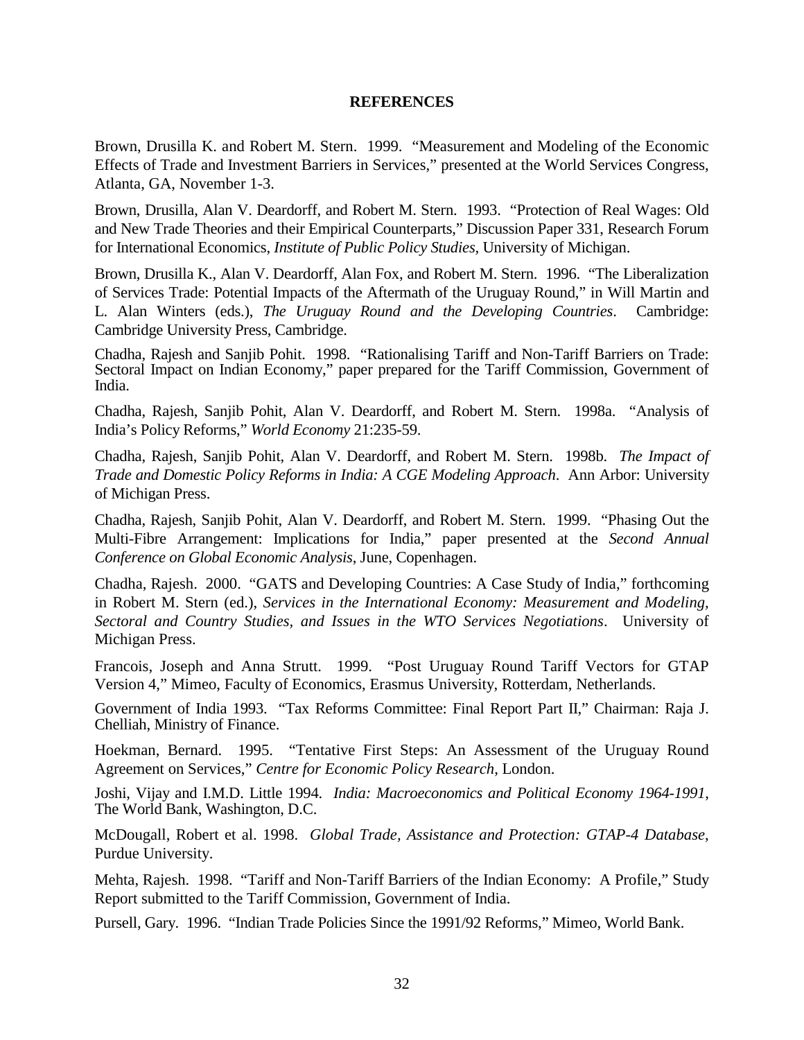## REFERENCES

Brown, Drusilla K. and Robert M. Stern. 1999. "Measurement and Modeling of the Economic Effects of Trade and Investment Barriers in Services," presented at the World Services Congress, Atlanta, GA, November 1-3.

Brown, Drusilla, Alan V. Deardorff, and Robert M. Stern. 1993. "Protection of Real Wages: Old and New Trade Theories and their Empirical Counterparts," Discussion Paper 331, Research Forum for International Economics, *Institute of Public Policy Studies*, University of Michigan.

Brown, Drusilla K., Alan V. Deardorff, Alan Fox, and Robert M. Stern. 1996. "The Liberalization of Services Trade: Potential Impacts of the Aftermath of the Uruguay Round," in Will Martin and L. Alan Winters (eds.), *The Uruguay Round and the Developing Countries*. Cambridge: Cambridge University Press, Cambridge.

Chadha, Rajesh and Sanjib Pohit. 1998. "Rationalising Tariff and Non-Tariff Barriers on Trade: Sectoral Impact on Indian Economy," paper prepared for the Tariff Commission, Government of India.

Chadha, Rajesh, Sanjib Pohit, Alan V. Deardorff, and Robert M. Stern. 1998a. "Analysis of India's Policy Reforms," *World Economy* 21:235-59.

Chadha, Rajesh, Sanjib Pohit, Alan V. Deardorff, and Robert M. Stern. 1998b. *The Impact of Trade and Domestic Policy Reforms in India: A CGE Modeling Approach*. Ann Arbor: University of Michigan Press.

Chadha, Rajesh, Sanjib Pohit, Alan V. Deardorff, and Robert M. Stern. 1999. "Phasing Out the Multi-Fibre Arrangement: Implications for India," paper presented at the *Second Annual Conference on Global Economic Analysis*, June, Copenhagen.

Chadha, Rajesh. 2000. "GATS and Developing Countries: A Case Study of India," forthcoming in Robert M. Stern (ed.), *Services in the International Economy: Measurement and Modeling, Sectoral and Country Studies, and Issues in the WTO Services Negotiations*. University of Michigan Press.

Francois, Joseph and Anna Strutt. 1999. "Post Uruguay Round Tariff Vectors for GTAP Version 4," Mimeo, Faculty of Economics, Erasmus University, Rotterdam, Netherlands.

Government of India 1993. "Tax Reforms Committee: Final Report Part II," Chairman: Raja J. Chelliah, Ministry of Finance.

Hoekman, Bernard. 1995. "Tentative First Steps: An Assessment of the Uruguay Round Agreement on Services," *Centre for Economic Policy Research*, London.

Joshi, Vijay and I.M.D. Little 1994. *India: Macroeconomics and Political Economy 1964-1991*, The World Bank, Washington, D.C.

McDougall, Robert et al. 1998. *Global Trade, Assistance and Protection: GTAP-4 Database*, Purdue University.

Mehta, Rajesh. 1998. "Tariff and Non-Tariff Barriers of the Indian Economy: A Profile," Study Report submitted to the Tariff Commission, Government of India.

Pursell, Gary. 1996. "Indian Trade Policies Since the 1991/92 Reforms," Mimeo, World Bank.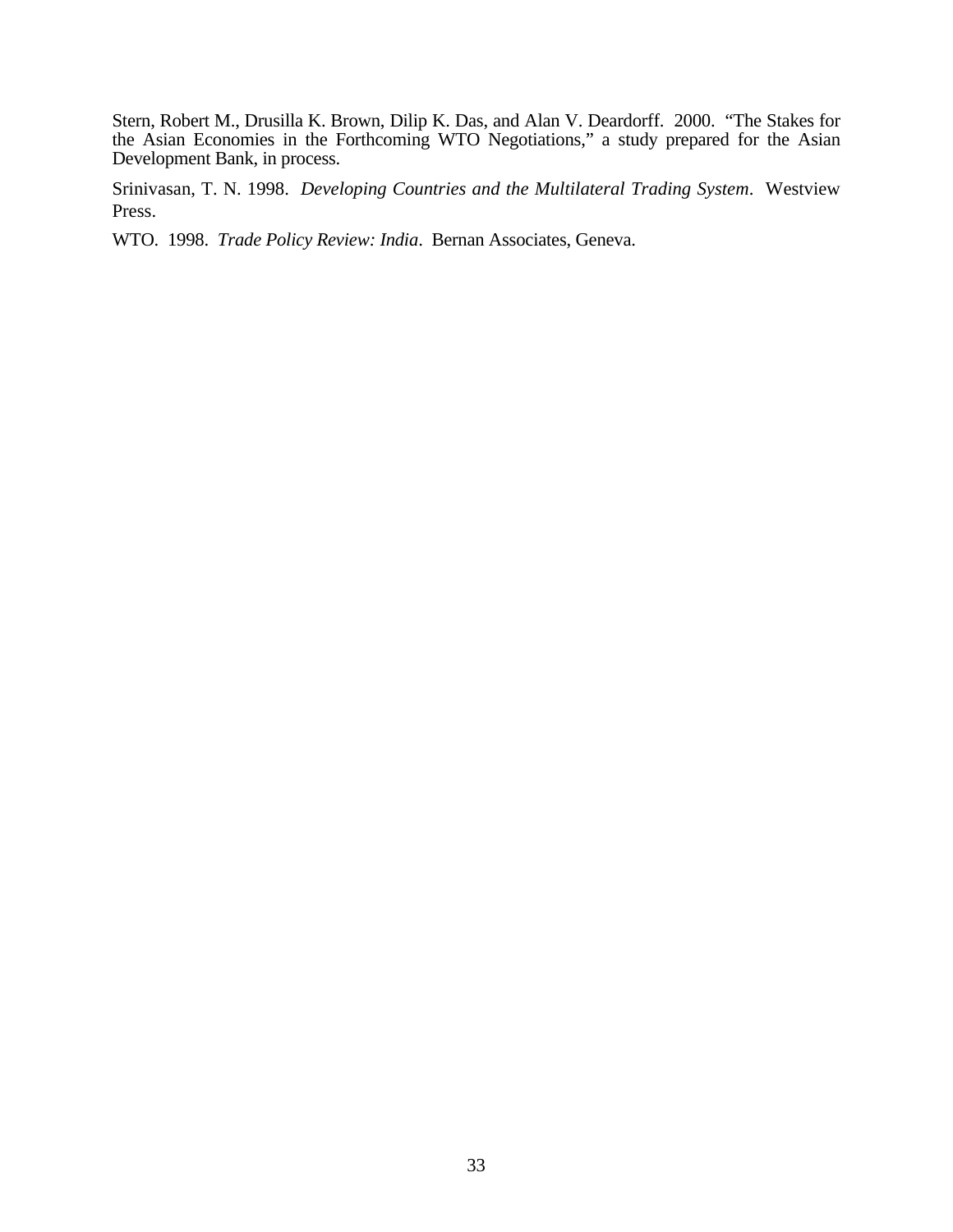Stern, Robert M., Drusilla K. Brown, Dilip K. Das, and Alan V. Deardorff. 2000. "The Stakes for the Asian Economies in the Forthcoming WTO Negotiations," a study prepared for the Asian Development Bank, in process.

Srinivasan, T. N. 1998. *Developing Countries and the Multilateral Trading System*. Westview Press.

WTO. 1998. *Trade Policy Review: India*. Bernan Associates, Geneva.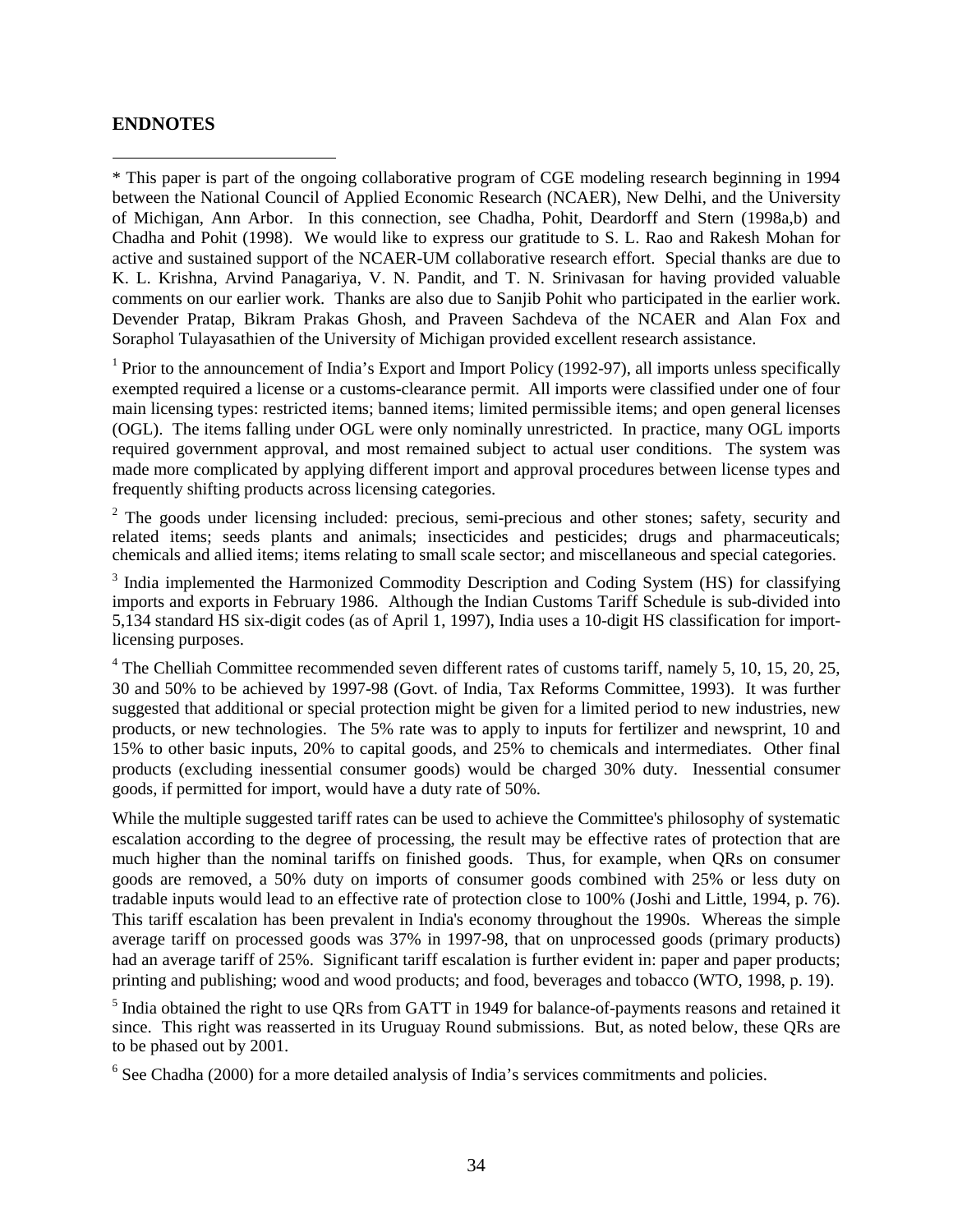## ENDNOTES

* This paper is part of the ongoing collaborative program of CGE modeling research beginning in 1994 between the National Council of Applied Economic Research (NCAER), New Delhi, and the University of Michigan, Ann Arbor. In this connection, see Chadha, Pohit, Deardorff and Stern (1998a,b) and Chadha and Pohit (1998). We would like to express our gratitude to S. L. Rao and Rakesh Mohan for active and sustained support of the NCAER-UM collaborative research effort. Special thanks are due to K. L. Krishna, Arvind Panagariya, V. N. Pandit, and T. N. Srinivasan for having provided valuable comments on our earlier work. Thanks are also due to Sanjib Pohit who participated in the earlier work. Devender Pratap, Bikram Prakas Ghosh, and Praveen Sachdeva of the NCAER and Alan Fox and Soraphol Tulayasathien of the University of Michigan provided excellent research assistance.

[1] Prior to the announcement of India's Export and Import Policy (1992-97), all imports unless specifically exempted required a license or a customs-clearance permit. All imports were classified under one of four main licensing types: restricted items; banned items; limited permissible items; and open general licenses (OGL). The items falling under OGL were only nominally unrestricted. In practice, many OGL imports required government approval, and most remained subject to actual user conditions. The system was made more complicated by applying different import and approval procedures between license types and frequently shifting products across licensing categories.

[2] The goods under licensing included: precious, semi-precious and other stones; safety, security and related items; seeds plants and animals; insecticides and pesticides; drugs and pharmaceuticals; chemicals and allied items; items relating to small scale sector; and miscellaneous and special categories.

[3] India implemented the Harmonized Commodity Description and Coding System (HS) for classifying imports and exports in February 1986. Although the Indian Customs Tariff Schedule is sub-divided into 5,134 standard HS six-digit codes (as of April 1, 1997), India uses a 10-digit HS classification for import-licensing purposes.

[4] The Chelliah Committee recommended seven different rates of customs tariff, namely 5, 10, 15, 20, 25, 30 and 50% to be achieved by 1997-98 (Govt. of India, Tax Reforms Committee, 1993). It was further suggested that additional or special protection might be given for a limited period to new industries, new products, or new technologies. The 5% rate was to apply to inputs for fertilizer and newsprint, 10 and 15% to other basic inputs, 20% to capital goods, and 25% to chemicals and intermediates. Other final products (excluding inessential consumer goods) would be charged 30% duty. Inessential consumer goods, if permitted for import, would have a duty rate of 50%.

While the multiple suggested tariff rates can be used to achieve the Committee's philosophy of systematic escalation according to the degree of processing, the result may be effective rates of protection that are much higher than the nominal tariffs on finished goods. Thus, for example, when QRs on consumer goods are removed, a 50% duty on imports of consumer goods combined with 25% or less duty on tradable inputs would lead to an effective rate of protection close to 100% (Joshi and Little, 1994, p. 76). This tariff escalation has been prevalent in India's economy throughout the 1990s. Whereas the simple average tariff on processed goods was 37% in 1997-98, that on unprocessed goods (primary products) had an average tariff of 25%. Significant tariff escalation is further evident in: paper and paper products; printing and publishing; wood and wood products; and food, beverages and tobacco (WTO, 1998, p. 19).

[5] India obtained the right to use QRs from GATT in 1949 for balance-of-payments reasons and retained it since. This right was reasserted in its Uruguay Round submissions. But, as noted below, these QRs are to be phased out by 2001.

[6] See Chadha (2000) for a more detailed analysis of India's services commitments and policies.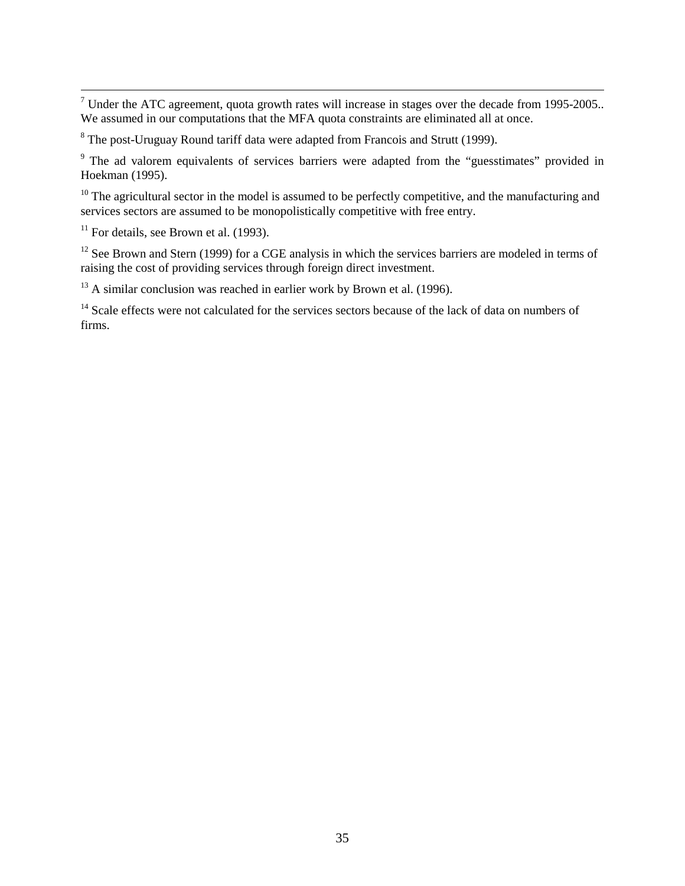[7] Under the ATC agreement, quota growth rates will increase in stages over the decade from 1995-2005.. We assumed in our computations that the MFA quota constraints are eliminated all at once.

[8] The post-Uruguay Round tariff data were adapted from Francois and Strutt (1999).

[9] The ad valorem equivalents of services barriers were adapted from the "guesstimates" provided in Hoekman (1995).

[10] The agricultural sector in the model is assumed to be perfectly competitive, and the manufacturing and services sectors are assumed to be monopolistically competitive with free entry.

[11] For details, see Brown et al. (1993).

[12] See Brown and Stern (1999) for a CGE analysis in which the services barriers are modeled in terms of raising the cost of providing services through foreign direct investment.

[13] A similar conclusion was reached in earlier work by Brown et al. (1996).

[14] Scale effects were not calculated for the services sectors because of the lack of data on numbers of firms.